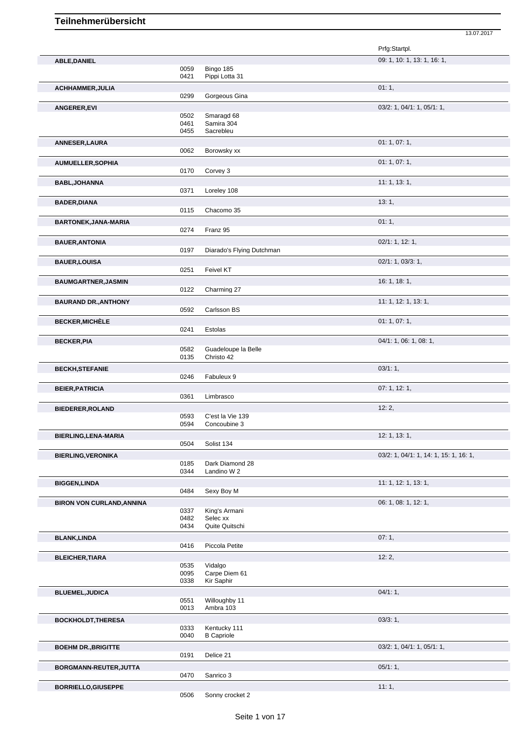# Teilnehmerübersicht

13.07.2017

| | | | Prfg:Startpl. |
|---|---|---|---|
| **ABLE,DANIEL** | | | 09: 1, 10: 1, 13: 1, 16: 1, |
| | 0059 | Bingo 185 | |
| | 0421 | Pippi Lotta 31 | |
| **ACHHAMMER,JULIA** | | | 01: 1, |
| | 0299 | Gorgeous Gina | |
| **ANGERER,EVI** | | | 03/2: 1, 04/1: 1, 05/1: 1, |
| | 0502 | Smaragd 68 | |
| | 0461 | Samira 304 | |
| | 0455 | Sacrebleu | |
| **ANNESER,LAURA** | | | 01: 1, 07: 1, |
| | 0062 | Borowsky xx | |
| **AUMUELLER,SOPHIA** | | | 01: 1, 07: 1, |
| | 0170 | Corvey 3 | |
| **BABL,JOHANNA** | | | 11: 1, 13: 1, |
| | 0371 | Loreley 108 | |
| **BADER,DIANA** | | | 13: 1, |
| | 0115 | Chacomo 35 | |
| **BARTONEK,JANA-MARIA** | | | 01: 1, |
| | 0274 | Franz 95 | |
| **BAUER,ANTONIA** | | | 02/1: 1, 12: 1, |
| | 0197 | Diarado's Flying Dutchman | |
| **BAUER,LOUISA** | | | 02/1: 1, 03/3: 1, |
| | 0251 | Feivel KT | |
| **BAUMGARTNER,JASMIN** | | | 16: 1, 18: 1, |
| | 0122 | Charming 27 | |
| **BAURAND DR.,ANTHONY** | | | 11: 1, 12: 1, 13: 1, |
| | 0592 | Carlsson BS | |
| **BECKER,MICHÈLE** | | | 01: 1, 07: 1, |
| | 0241 | Estolas | |
| **BECKER,PIA** | | | 04/1: 1, 06: 1, 08: 1, |
| | 0582 | Guadeloupe la Belle | |
| | 0135 | Christo 42 | |
| **BECKH,STEFANIE** | | | 03/1: 1, |
| | 0246 | Fabuleux 9 | |
| **BEIER,PATRICIA** | | | 07: 1, 12: 1, |
| | 0361 | Limbrasco | |
| **BIEDERER,ROLAND** | | | 12: 2, |
| | 0593 | C'est la Vie 139 | |
| | 0594 | Concoubine 3 | |
| **BIERLING,LENA-MARIA** | | | 12: 1, 13: 1, |
| | 0504 | Solist 134 | |
| **BIERLING,VERONIKA** | | | 03/2: 1, 04/1: 1, 14: 1, 15: 1, 16: 1, |
| | 0185 | Dark Diamond 28 | |
| | 0344 | Landino W 2 | |
| **BIGGEN,LINDA** | | | 11: 1, 12: 1, 13: 1, |
| | 0484 | Sexy Boy M | |
| **BIRON VON CURLAND,ANNINA** | | | 06: 1, 08: 1, 12: 1, |
| | 0337 | King's Armani | |
| | 0482 | Selec xx | |
| | 0434 | Quite Quitschi | |
| **BLANK,LINDA** | | | 07: 1, |
| | 0416 | Piccola Petite | |
| **BLEICHER,TIARA** | | | 12: 2, |
| | 0535 | Vidalgo | |
| | 0095 | Carpe Diem 61 | |
| | 0338 | Kir Saphir | |
| **BLUEMEL,JUDICA** | | | 04/1: 1, |
| | 0551 | Willoughby 11 | |
| | 0013 | Ambra 103 | |
| **BOCKHOLDT,THERESA** | | | 03/3: 1, |
| | 0333 | Kentucky 111 | |
| | 0040 | B Capriole | |
| **BOEHM DR.,BRIGITTE** | | | 03/2: 1, 04/1: 1, 05/1: 1, |
| | 0191 | Delice 21 | |
| **BORGMANN-REUTER,JUTTA** | | | 05/1: 1, |
| | 0470 | Sanrico 3 | |
| **BORRIELLO,GIUSEPPE** | | | 11: 1, |
| | 0506 | Sonny crocket 2 | |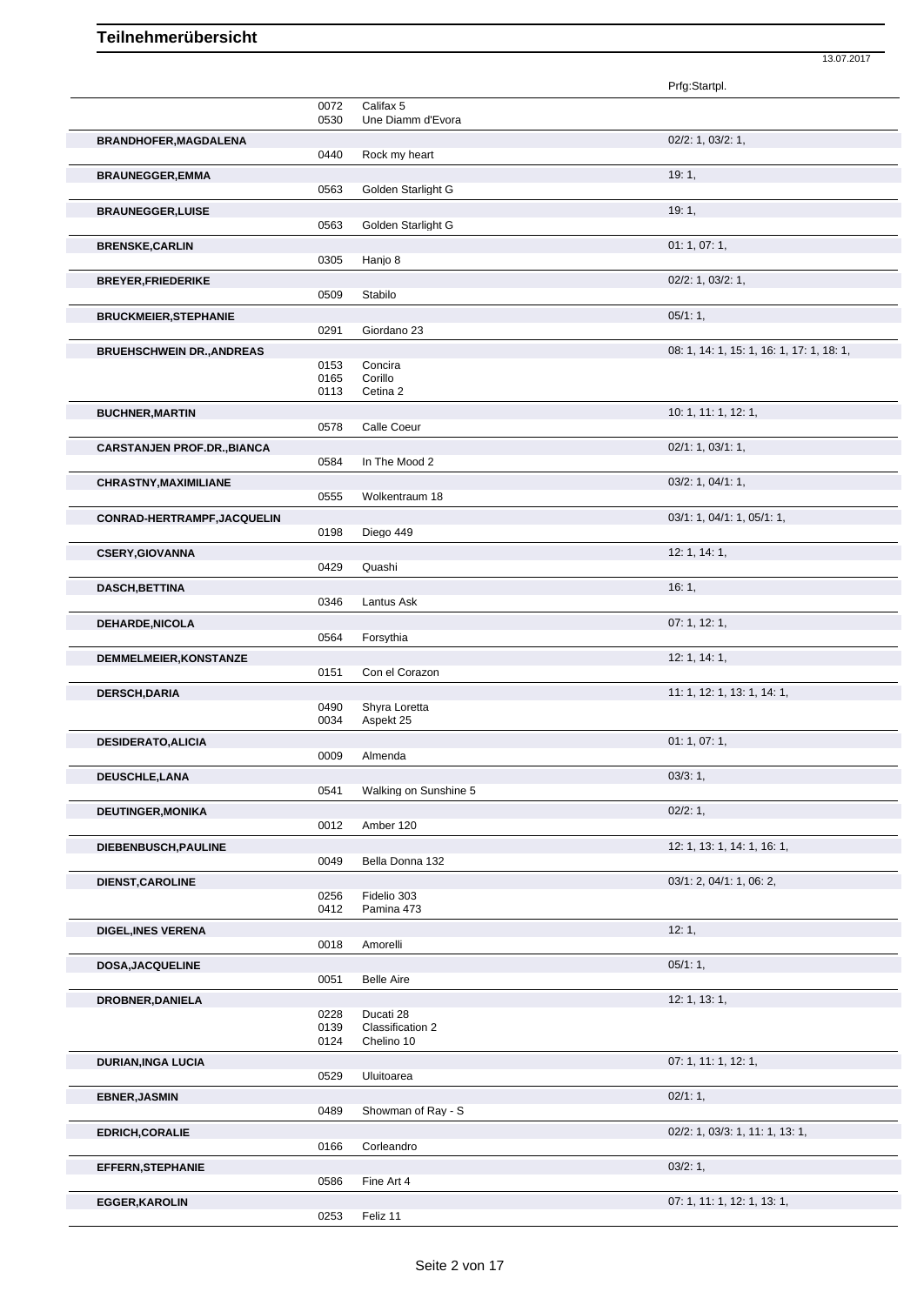# Teilnehmerübersicht

13.07.2017

| | | | Prfg:Startpl. |
|---|---|---|---|
| | 0072 | Califax 5 | |
| | 0530 | Une Diamm d'Evora | |
| **BRANDHOFER,MAGDALENA** | | | 02/2: 1, 03/2: 1, |
| | 0440 | Rock my heart | |
| **BRAUNEGGER,EMMA** | | | 19: 1, |
| | 0563 | Golden Starlight G | |
| **BRAUNEGGER,LUISE** | | | 19: 1, |
| | 0563 | Golden Starlight G | |
| **BRENSKE,CARLIN** | | | 01: 1, 07: 1, |
| | 0305 | Hanjo 8 | |
| **BREYER,FRIEDERIKE** | | | 02/2: 1, 03/2: 1, |
| | 0509 | Stabilo | |
| **BRUCKMEIER,STEPHANIE** | | | 05/1: 1, |
| | 0291 | Giordano 23 | |
| **BRUEHSCHWEIN DR.,ANDREAS** | | | 08: 1, 14: 1, 15: 1, 16: 1, 17: 1, 18: 1, |
| | 0153 | Concira | |
| | 0165 | Corillo | |
| | 0113 | Cetina 2 | |
| **BUCHNER,MARTIN** | | | 10: 1, 11: 1, 12: 1, |
| | 0578 | Calle Coeur | |
| **CARSTANJEN PROF.DR.,BIANCA** | | | 02/1: 1, 03/1: 1, |
| | 0584 | In The Mood 2 | |
| **CHRASTNY,MAXIMILIANE** | | | 03/2: 1, 04/1: 1, |
| | 0555 | Wolkentraum 18 | |
| **CONRAD-HERTRAMPF,JACQUELIN** | | | 03/1: 1, 04/1: 1, 05/1: 1, |
| | 0198 | Diego 449 | |
| **CSERY,GIOVANNA** | | | 12: 1, 14: 1, |
| | 0429 | Quashi | |
| **DASCH,BETTINA** | | | 16: 1, |
| | 0346 | Lantus Ask | |
| **DEHARDE,NICOLA** | | | 07: 1, 12: 1, |
| | 0564 | Forsythia | |
| **DEMMELMEIER,KONSTANZE** | | | 12: 1, 14: 1, |
| | 0151 | Con el Corazon | |
| **DERSCH,DARIA** | | | 11: 1, 12: 1, 13: 1, 14: 1, |
| | 0490 | Shyra Loretta | |
| | 0034 | Aspekt 25 | |
| **DESIDERATO,ALICIA** | | | 01: 1, 07: 1, |
| | 0009 | Almenda | |
| **DEUSCHLE,LANA** | | | 03/3: 1, |
| | 0541 | Walking on Sunshine 5 | |
| **DEUTINGER,MONIKA** | | | 02/2: 1, |
| | 0012 | Amber 120 | |
| **DIEBENBUSCH,PAULINE** | | | 12: 1, 13: 1, 14: 1, 16: 1, |
| | 0049 | Bella Donna 132 | |
| **DIENST,CAROLINE** | | | 03/1: 2, 04/1: 1, 06: 2, |
| | 0256 | Fidelio 303 | |
| | 0412 | Pamina 473 | |
| **DIGEL,INES VERENA** | | | 12: 1, |
| | 0018 | Amorelli | |
| **DOSA,JACQUELINE** | | | 05/1: 1, |
| | 0051 | Belle Aire | |
| **DROBNER,DANIELA** | | | 12: 1, 13: 1, |
| | 0228 | Ducati 28 | |
| | 0139 | Classification 2 | |
| | 0124 | Chelino 10 | |
| **DURIAN,INGA LUCIA** | | | 07: 1, 11: 1, 12: 1, |
| | 0529 | Uluitoarea | |
| **EBNER,JASMIN** | | | 02/1: 1, |
| | 0489 | Showman of Ray - S | |
| **EDRICH,CORALIE** | | | 02/2: 1, 03/3: 1, 11: 1, 13: 1, |
| | 0166 | Corleandro | |
| **EFFERN,STEPHANIE** | | | 03/2: 1, |
| | 0586 | Fine Art 4 | |
| **EGGER,KAROLIN** | | | 07: 1, 11: 1, 12: 1, 13: 1, |
| | 0253 | Feliz 11 | |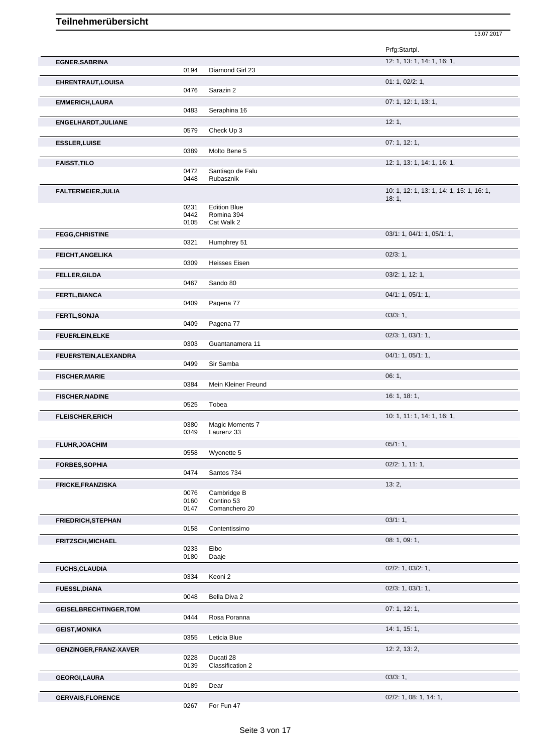# Teilnehmerübersicht

13.07.2017

| | | | Prfg:Startpl. |
|---|---|---|---|
| **EGNER,SABRINA** | | | 12: 1, 13: 1, 14: 1, 16: 1, |
| | 0194 | Diamond Girl 23 | |
| **EHRENTRAUT,LOUISA** | | | 01: 1, 02/2: 1, |
| | 0476 | Sarazin 2 | |
| **EMMERICH,LAURA** | | | 07: 1, 12: 1, 13: 1, |
| | 0483 | Seraphina 16 | |
| **ENGELHARDT,JULIANE** | | | 12: 1, |
| | 0579 | Check Up 3 | |
| **ESSLER,LUISE** | | | 07: 1, 12: 1, |
| | 0389 | Molto Bene 5 | |
| **FAISST,TILO** | | | 12: 1, 13: 1, 14: 1, 16: 1, |
| | 0472 | Santiago de Falu | |
| | 0448 | Rubasznik | |
| **FALTERMEIER,JULIA** | | | 10: 1, 12: 1, 13: 1, 14: 1, 15: 1, 16: 1, 18: 1, |
| | 0231 | Edition Blue | |
| | 0442 | Romina 394 | |
| | 0105 | Cat Walk 2 | |
| **FEGG,CHRISTINE** | | | 03/1: 1, 04/1: 1, 05/1: 1, |
| | 0321 | Humphrey 51 | |
| **FEICHT,ANGELIKA** | | | 02/3: 1, |
| | 0309 | Heisses Eisen | |
| **FELLER,GILDA** | | | 03/2: 1, 12: 1, |
| | 0467 | Sando 80 | |
| **FERTL,BIANCA** | | | 04/1: 1, 05/1: 1, |
| | 0409 | Pagena 77 | |
| **FERTL,SONJA** | | | 03/3: 1, |
| | 0409 | Pagena 77 | |
| **FEUERLEIN,ELKE** | | | 02/3: 1, 03/1: 1, |
| | 0303 | Guantanamera 11 | |
| **FEUERSTEIN,ALEXANDRA** | | | 04/1: 1, 05/1: 1, |
| | 0499 | Sir Samba | |
| **FISCHER,MARIE** | | | 06: 1, |
| | 0384 | Mein Kleiner Freund | |
| **FISCHER,NADINE** | | | 16: 1, 18: 1, |
| | 0525 | Tobea | |
| **FLEISCHER,ERICH** | | | 10: 1, 11: 1, 14: 1, 16: 1, |
| | 0380 | Magic Moments 7 | |
| | 0349 | Laurenz 33 | |
| **FLUHR,JOACHIM** | | | 05/1: 1, |
| | 0558 | Wyonette 5 | |
| **FORBES,SOPHIA** | | | 02/2: 1, 11: 1, |
| | 0474 | Santos 734 | |
| **FRICKE,FRANZISKA** | | | 13: 2, |
| | 0076 | Cambridge B | |
| | 0160 | Contino 53 | |
| | 0147 | Comanchero 20 | |
| **FRIEDRICH,STEPHAN** | | | 03/1: 1, |
| | 0158 | Contentissimo | |
| **FRITZSCH,MICHAEL** | | | 08: 1, 09: 1, |
| | 0233 | Eibo | |
| | 0180 | Daaje | |
| **FUCHS,CLAUDIA** | | | 02/2: 1, 03/2: 1, |
| | 0334 | Keoni 2 | |
| **FUESSL,DIANA** | | | 02/3: 1, 03/1: 1, |
| | 0048 | Bella Diva 2 | |
| **GEISELBRECHTINGER,TOM** | | | 07: 1, 12: 1, |
| | 0444 | Rosa Poranna | |
| **GEIST,MONIKA** | | | 14: 1, 15: 1, |
| | 0355 | Leticia Blue | |
| **GENZINGER,FRANZ-XAVER** | | | 12: 2, 13: 2, |
| | 0228 | Ducati 28 | |
| | 0139 | Classification 2 | |
| **GEORGI,LAURA** | | | 03/3: 1, |
| | 0189 | Dear | |
| **GERVAIS,FLORENCE** | | | 02/2: 1, 08: 1, 14: 1, |
| | 0267 | For Fun 47 | |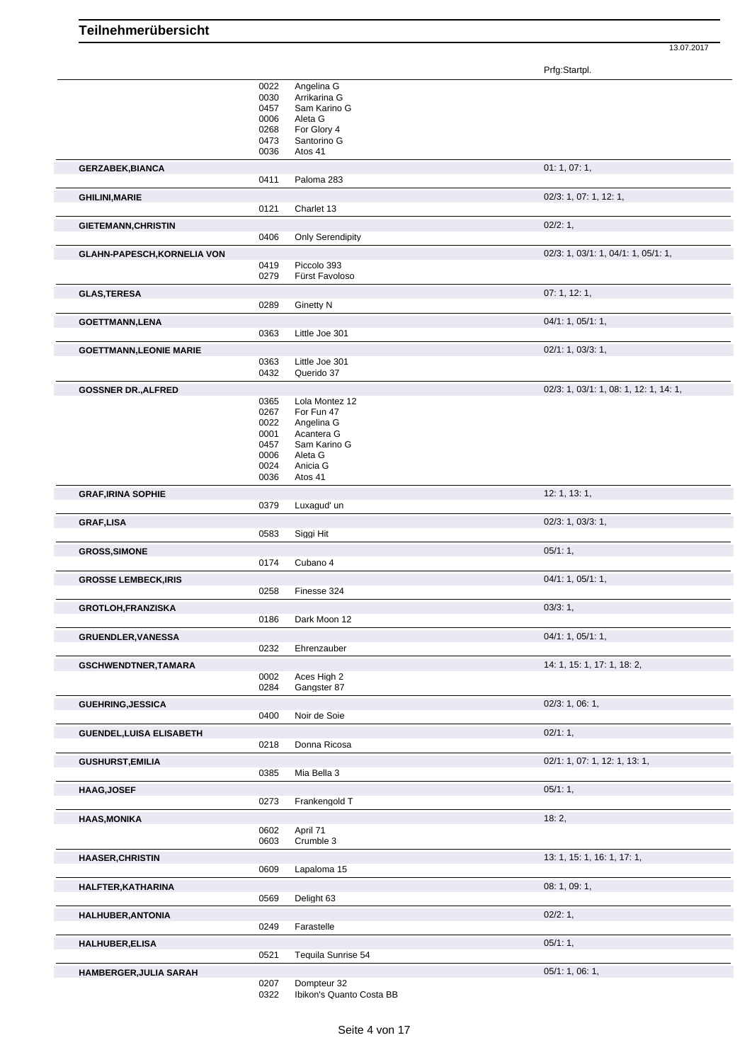# Teilnehmerübersicht

13.07.2017

| | | | Prfg:Startpl. |
|---|---|---|---|
| | 0022 | Angelina G | |
| | 0030 | Arrikarina G | |
| | 0457 | Sam Karino G | |
| | 0006 | Aleta G | |
| | 0268 | For Glory 4 | |
| | 0473 | Santorino G | |
| | 0036 | Atos 41 | |
| **GERZABEK,BIANCA** | | | 01: 1, 07: 1, |
| | 0411 | Paloma 283 | |
| **GHILINI,MARIE** | | | 02/3: 1, 07: 1, 12: 1, |
| | 0121 | Charlet 13 | |
| **GIETEMANN,CHRISTIN** | | | 02/2: 1, |
| | 0406 | Only Serendipity | |
| **GLAHN-PAPESCH,KORNELIA VON** | | | 02/3: 1, 03/1: 1, 04/1: 1, 05/1: 1, |
| | 0419 | Piccolo 393 | |
| | 0279 | Fürst Favoloso | |
| **GLAS,TERESA** | | | 07: 1, 12: 1, |
| | 0289 | Ginetty N | |
| **GOETTMANN,LENA** | | | 04/1: 1, 05/1: 1, |
| | 0363 | Little Joe 301 | |
| **GOETTMANN,LEONIE MARIE** | | | 02/1: 1, 03/3: 1, |
| | 0363 | Little Joe 301 | |
| | 0432 | Querido 37 | |
| **GOSSNER DR.,ALFRED** | | | 02/3: 1, 03/1: 1, 08: 1, 12: 1, 14: 1, |
| | 0365 | Lola Montez 12 | |
| | 0267 | For Fun 47 | |
| | 0022 | Angelina G | |
| | 0001 | Acantera G | |
| | 0457 | Sam Karino G | |
| | 0006 | Aleta G | |
| | 0024 | Anicia G | |
| | 0036 | Atos 41 | |
| **GRAF,IRINA SOPHIE** | | | 12: 1, 13: 1, |
| | 0379 | Luxagud' un | |
| **GRAF,LISA** | | | 02/3: 1, 03/3: 1, |
| | 0583 | Siggi Hit | |
| **GROSS,SIMONE** | | | 05/1: 1, |
| | 0174 | Cubano 4 | |
| **GROSSE LEMBECK,IRIS** | | | 04/1: 1, 05/1: 1, |
| | 0258 | Finesse 324 | |
| **GROTLOH,FRANZISKA** | | | 03/3: 1, |
| | 0186 | Dark Moon 12 | |
| **GRUENDLER,VANESSA** | | | 04/1: 1, 05/1: 1, |
| | 0232 | Ehrenzauber | |
| **GSCHWENDTNER,TAMARA** | | | 14: 1, 15: 1, 17: 1, 18: 2, |
| | 0002 | Aces High 2 | |
| | 0284 | Gangster 87 | |
| **GUEHRING,JESSICA** | | | 02/3: 1, 06: 1, |
| | 0400 | Noir de Soie | |
| **GUENDEL,LUISA ELISABETH** | | | 02/1: 1, |
| | 0218 | Donna Ricosa | |
| **GUSHURST,EMILIA** | | | 02/1: 1, 07: 1, 12: 1, 13: 1, |
| | 0385 | Mia Bella 3 | |
| **HAAG,JOSEF** | | | 05/1: 1, |
| | 0273 | Frankengold T | |
| **HAAS,MONIKA** | | | 18: 2, |
| | 0602 | April 71 | |
| | 0603 | Crumble 3 | |
| **HAASER,CHRISTIN** | | | 13: 1, 15: 1, 16: 1, 17: 1, |
| | 0609 | Lapaloma 15 | |
| **HALFTER,KATHARINA** | | | 08: 1, 09: 1, |
| | 0569 | Delight 63 | |
| **HALHUBER,ANTONIA** | | | 02/2: 1, |
| | 0249 | Farastelle | |
| **HALHUBER,ELISA** | | | 05/1: 1, |
| | 0521 | Tequila Sunrise 54 | |
| **HAMBERGER,JULIA SARAH** | | | 05/1: 1, 06: 1, |
| | 0207 | Dompteur 32 | |
| | 0322 | Ibikon's Quanto Costa BB | |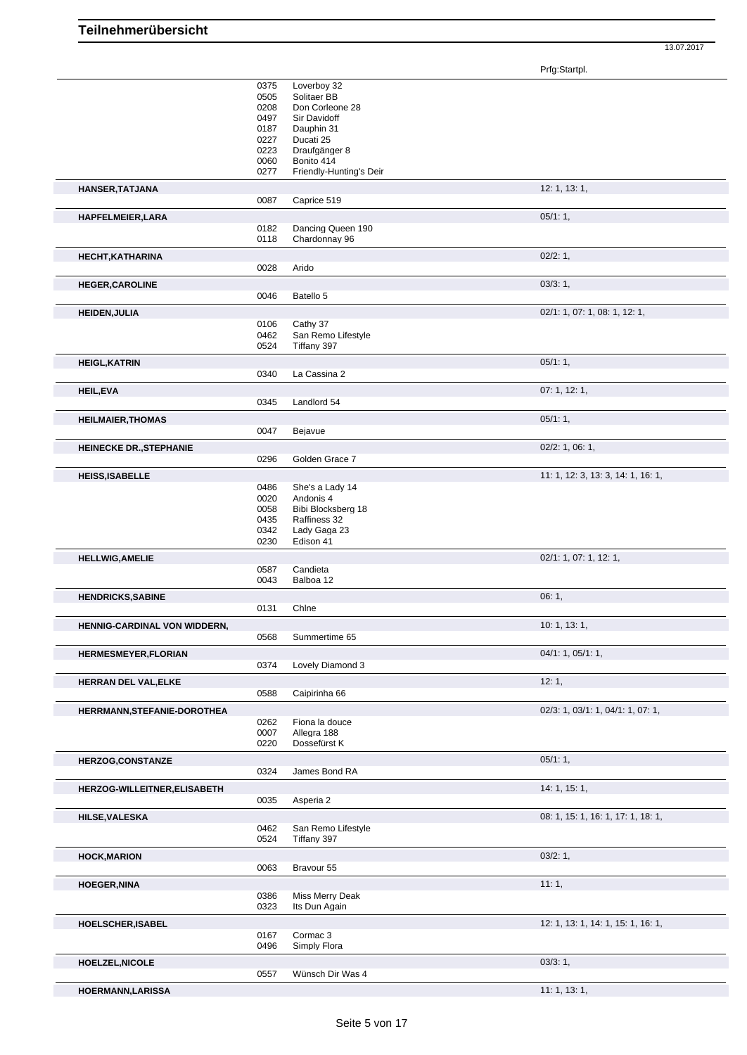# Teilnehmerübersicht

13.07.2017

| | | | Prfg:Startpl. |
|---|---|---|---|
| | 0375 | Loverboy 32 | |
| | 0505 | Solitaer BB | |
| | 0208 | Don Corleone 28 | |
| | 0497 | Sir Davidoff | |
| | 0187 | Dauphin 31 | |
| | 0227 | Ducati 25 | |
| | 0223 | Draufgänger 8 | |
| | 0060 | Bonito 414 | |
| | 0277 | Friendly-Hunting's Deir | |
| **HANSER,TATJANA** | | | 12: 1, 13: 1, |
| | 0087 | Caprice 519 | |
| **HAPFELMEIER,LARA** | | | 05/1: 1, |
| | 0182 | Dancing Queen 190 | |
| | 0118 | Chardonnay 96 | |
| **HECHT,KATHARINA** | | | 02/2: 1, |
| | 0028 | Arido | |
| **HEGER,CAROLINE** | | | 03/3: 1, |
| | 0046 | Batello 5 | |
| **HEIDEN,JULIA** | | | 02/1: 1, 07: 1, 08: 1, 12: 1, |
| | 0106 | Cathy 37 | |
| | 0462 | San Remo Lifestyle | |
| | 0524 | Tiffany 397 | |
| **HEIGL,KATRIN** | | | 05/1: 1, |
| | 0340 | La Cassina 2 | |
| **HEIL,EVA** | | | 07: 1, 12: 1, |
| | 0345 | Landlord 54 | |
| **HEILMAIER,THOMAS** | | | 05/1: 1, |
| | 0047 | Bejavue | |
| **HEINECKE DR.,STEPHANIE** | | | 02/2: 1, 06: 1, |
| | 0296 | Golden Grace 7 | |
| **HEISS,ISABELLE** | | | 11: 1, 12: 3, 13: 3, 14: 1, 16: 1, |
| | 0486 | She's a Lady 14 | |
| | 0020 | Andonis 4 | |
| | 0058 | Bibi Blocksberg 18 | |
| | 0435 | Raffiness 32 | |
| | 0342 | Lady Gaga 23 | |
| | 0230 | Edison 41 | |
| **HELLWIG,AMELIE** | | | 02/1: 1, 07: 1, 12: 1, |
| | 0587 | Candieta | |
| | 0043 | Balboa 12 | |
| **HENDRICKS,SABINE** | | | 06: 1, |
| | 0131 | Chlne | |
| **HENNIG-CARDINAL VON WIDDERN,** | | | 10: 1, 13: 1, |
| | 0568 | Summertime 65 | |
| **HERMESMEYER,FLORIAN** | | | 04/1: 1, 05/1: 1, |
| | 0374 | Lovely Diamond 3 | |
| **HERRAN DEL VAL,ELKE** | | | 12: 1, |
| | 0588 | Caipirinha 66 | |
| **HERRMANN,STEFANIE-DOROTHEA** | | | 02/3: 1, 03/1: 1, 04/1: 1, 07: 1, |
| | 0262 | Fiona la douce | |
| | 0007 | Allegra 188 | |
| | 0220 | Dossefürst K | |
| **HERZOG,CONSTANZE** | | | 05/1: 1, |
| | 0324 | James Bond RA | |
| **HERZOG-WILLEITNER,ELISABETH** | | | 14: 1, 15: 1, |
| | 0035 | Asperia 2 | |
| **HILSE,VALESKA** | | | 08: 1, 15: 1, 16: 1, 17: 1, 18: 1, |
| | 0462 | San Remo Lifestyle | |
| | 0524 | Tiffany 397 | |
| **HOCK,MARION** | | | 03/2: 1, |
| | 0063 | Bravour 55 | |
| **HOEGER,NINA** | | | 11: 1, |
| | 0386 | Miss Merry Deak | |
| | 0323 | Its Dun Again | |
| **HOELSCHER,ISABEL** | | | 12: 1, 13: 1, 14: 1, 15: 1, 16: 1, |
| | 0167 | Cormac 3 | |
| | 0496 | Simply Flora | |
| **HOELZEL,NICOLE** | | | 03/3: 1, |
| | 0557 | Wünsch Dir Was 4 | |
| **HOERMANN,LARISSA** | | | 11: 1, 13: 1, |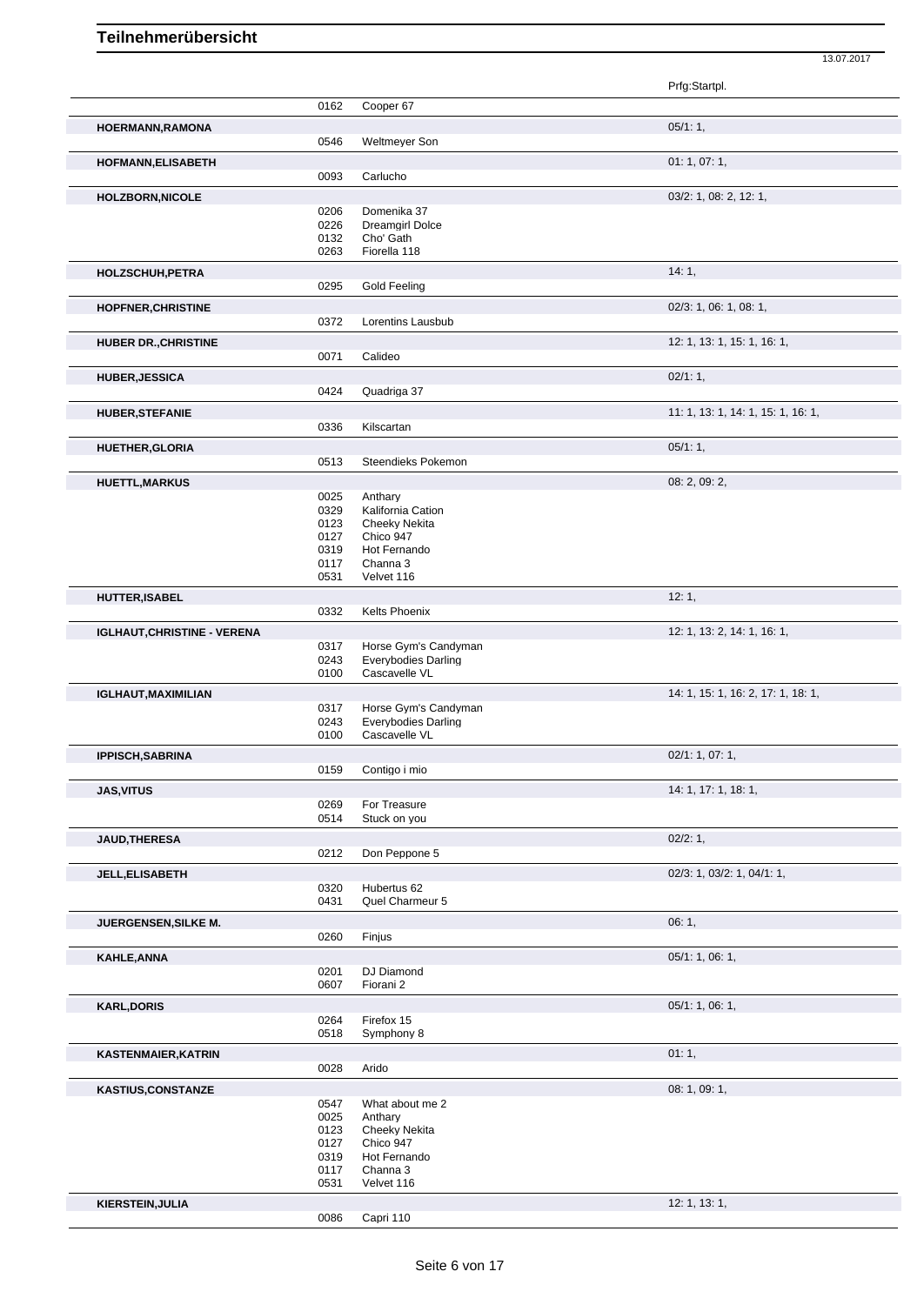# Teilnehmerübersicht

13.07.2017

| | | | Prfg:Startpl. |
|---|---|---|---|
| | 0162 | Cooper 67 | |
| **HOERMANN,RAMONA** | | | 05/1: 1, |
| | 0546 | Weltmeyer Son | |
| **HOFMANN,ELISABETH** | | | 01: 1, 07: 1, |
| | 0093 | Carlucho | |
| **HOLZBORN,NICOLE** | | | 03/2: 1, 08: 2, 12: 1, |
| | 0206 | Domenika 37 | |
| | 0226 | Dreamgirl Dolce | |
| | 0132 | Cho' Gath | |
| | 0263 | Fiorella 118 | |
| **HOLZSCHUH,PETRA** | | | 14: 1, |
| | 0295 | Gold Feeling | |
| **HOPFNER,CHRISTINE** | | | 02/3: 1, 06: 1, 08: 1, |
| | 0372 | Lorentins Lausbub | |
| **HUBER DR.,CHRISTINE** | | | 12: 1, 13: 1, 15: 1, 16: 1, |
| | 0071 | Calideo | |
| **HUBER,JESSICA** | | | 02/1: 1, |
| | 0424 | Quadriga 37 | |
| **HUBER,STEFANIE** | | | 11: 1, 13: 1, 14: 1, 15: 1, 16: 1, |
| | 0336 | Kilscartan | |
| **HUETHER,GLORIA** | | | 05/1: 1, |
| | 0513 | Steendieks Pokemon | |
| **HUETTL,MARKUS** | | | 08: 2, 09: 2, |
| | 0025 | Anthary | |
| | 0329 | Kalifornia Cation | |
| | 0123 | Cheeky Nekita | |
| | 0127 | Chico 947 | |
| | 0319 | Hot Fernando | |
| | 0117 | Channa 3 | |
| | 0531 | Velvet 116 | |
| **HUTTER,ISABEL** | | | 12: 1, |
| | 0332 | Kelts Phoenix | |
| **IGLHAUT,CHRISTINE - VERENA** | | | 12: 1, 13: 2, 14: 1, 16: 1, |
| | 0317 | Horse Gym's Candyman | |
| | 0243 | Everybodies Darling | |
| | 0100 | Cascavelle VL | |
| **IGLHAUT,MAXIMILIAN** | | | 14: 1, 15: 1, 16: 2, 17: 1, 18: 1, |
| | 0317 | Horse Gym's Candyman | |
| | 0243 | Everybodies Darling | |
| | 0100 | Cascavelle VL | |
| **IPPISCH,SABRINA** | | | 02/1: 1, 07: 1, |
| | 0159 | Contigo i mio | |
| **JAS,VITUS** | | | 14: 1, 17: 1, 18: 1, |
| | 0269 | For Treasure | |
| | 0514 | Stuck on you | |
| **JAUD,THERESA** | | | 02/2: 1, |
| | 0212 | Don Peppone 5 | |
| **JELL,ELISABETH** | | | 02/3: 1, 03/2: 1, 04/1: 1, |
| | 0320 | Hubertus 62 | |
| | 0431 | Quel Charmeur 5 | |
| **JUERGENSEN,SILKE M.** | | | 06: 1, |
| | 0260 | Finjus | |
| **KAHLE,ANNA** | | | 05/1: 1, 06: 1, |
| | 0201 | DJ Diamond | |
| | 0607 | Fiorani 2 | |
| **KARL,DORIS** | | | 05/1: 1, 06: 1, |
| | 0264 | Firefox 15 | |
| | 0518 | Symphony 8 | |
| **KASTENMAIER,KATRIN** | | | 01: 1, |
| | 0028 | Arido | |
| **KASTIUS,CONSTANZE** | | | 08: 1, 09: 1, |
| | 0547 | What about me 2 | |
| | 0025 | Anthary | |
| | 0123 | Cheeky Nekita | |
| | 0127 | Chico 947 | |
| | 0319 | Hot Fernando | |
| | 0117 | Channa 3 | |
| | 0531 | Velvet 116 | |
| **KIERSTEIN,JULIA** | | | 12: 1, 13: 1, |
| | 0086 | Capri 110 | |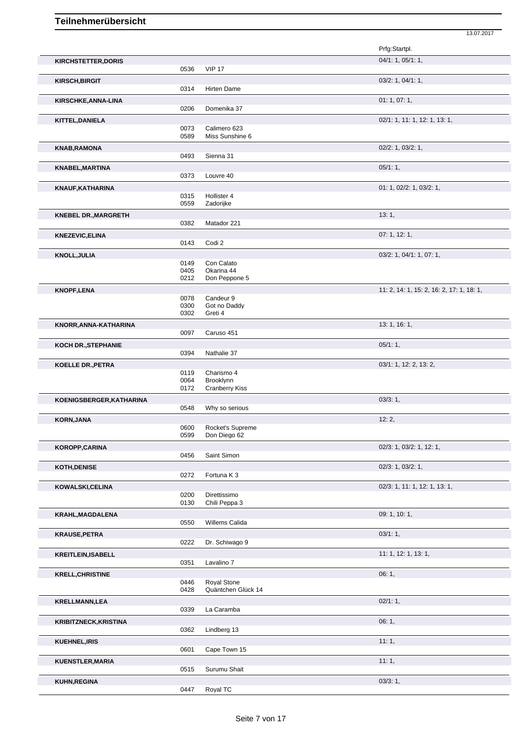# Teilnehmerübersicht

13.07.2017

| | | | Prfg:Startpl. |
|---|---|---|---|
| **KIRCHSTETTER,DORIS** | | | 04/1: 1, 05/1: 1, |
| | 0536 | VIP 17 | |
| **KIRSCH,BIRGIT** | | | 03/2: 1, 04/1: 1, |
| | 0314 | Hirten Dame | |
| **KIRSCHKE,ANNA-LINA** | | | 01: 1, 07: 1, |
| | 0206 | Domenika 37 | |
| **KITTEL,DANIELA** | | | 02/1: 1, 11: 1, 12: 1, 13: 1, |
| | 0073 | Calimero 623 | |
| | 0589 | Miss Sunshine 6 | |
| **KNAB,RAMONA** | | | 02/2: 1, 03/2: 1, |
| | 0493 | Sienna 31 | |
| **KNABEL,MARTINA** | | | 05/1: 1, |
| | 0373 | Louvre 40 | |
| **KNAUF,KATHARINA** | | | 01: 1, 02/2: 1, 03/2: 1, |
| | 0315 | Hollister 4 | |
| | 0559 | Zadorijke | |
| **KNEBEL DR.,MARGRETH** | | | 13: 1, |
| | 0382 | Matador 221 | |
| **KNEZEVIC,ELINA** | | | 07: 1, 12: 1, |
| | 0143 | Codi 2 | |
| **KNOLL,JULIA** | | | 03/2: 1, 04/1: 1, 07: 1, |
| | 0149 | Con Calato | |
| | 0405 | Okarina 44 | |
| | 0212 | Don Peppone 5 | |
| **KNOPF,LENA** | | | 11: 2, 14: 1, 15: 2, 16: 2, 17: 1, 18: 1, |
| | 0078 | Candeur 9 | |
| | 0300 | Got no Daddy | |
| | 0302 | Greti 4 | |
| **KNORR,ANNA-KATHARINA** | | | 13: 1, 16: 1, |
| | 0097 | Caruso 451 | |
| **KOCH DR.,STEPHANIE** | | | 05/1: 1, |
| | 0394 | Nathalie 37 | |
| **KOELLE DR.,PETRA** | | | 03/1: 1, 12: 2, 13: 2, |
| | 0119 | Charismo 4 | |
| | 0064 | Brooklynn | |
| | 0172 | Cranberry Kiss | |
| **KOENIGSBERGER,KATHARINA** | | | 03/3: 1, |
| | 0548 | Why so serious | |
| **KORN,JANA** | | | 12: 2, |
| | 0600 | Rocket's Supreme | |
| | 0599 | Don Diego 62 | |
| **KOROPP,CARINA** | | | 02/3: 1, 03/2: 1, 12: 1, |
| | 0456 | Saint Simon | |
| **KOTH,DENISE** | | | 02/3: 1, 03/2: 1, |
| | 0272 | Fortuna K 3 | |
| **KOWALSKI,CELINA** | | | 02/3: 1, 11: 1, 12: 1, 13: 1, |
| | 0200 | Direttissimo | |
| | 0130 | Chili Peppa 3 | |
| **KRAHL,MAGDALENA** | | | 09: 1, 10: 1, |
| | 0550 | Willems Calida | |
| **KRAUSE,PETRA** | | | 03/1: 1, |
| | 0222 | Dr. Schiwago 9 | |
| **KREITLEIN,ISABELL** | | | 11: 1, 12: 1, 13: 1, |
| | 0351 | Lavalino 7 | |
| **KRELL,CHRISTINE** | | | 06: 1, |
| | 0446 | Royal Stone | |
| | 0428 | Quäntchen Glück 14 | |
| **KRELLMANN,LEA** | | | 02/1: 1, |
| | 0339 | La Caramba | |
| **KRIBITZNECK,KRISTINA** | | | 06: 1, |
| | 0362 | Lindberg 13 | |
| **KUEHNEL,IRIS** | | | 11: 1, |
| | 0601 | Cape Town 15 | |
| **KUENSTLER,MARIA** | | | 11: 1, |
| | 0515 | Surumu Shait | |
| **KUHN,REGINA** | | | 03/3: 1, |
| | 0447 | Royal TC | |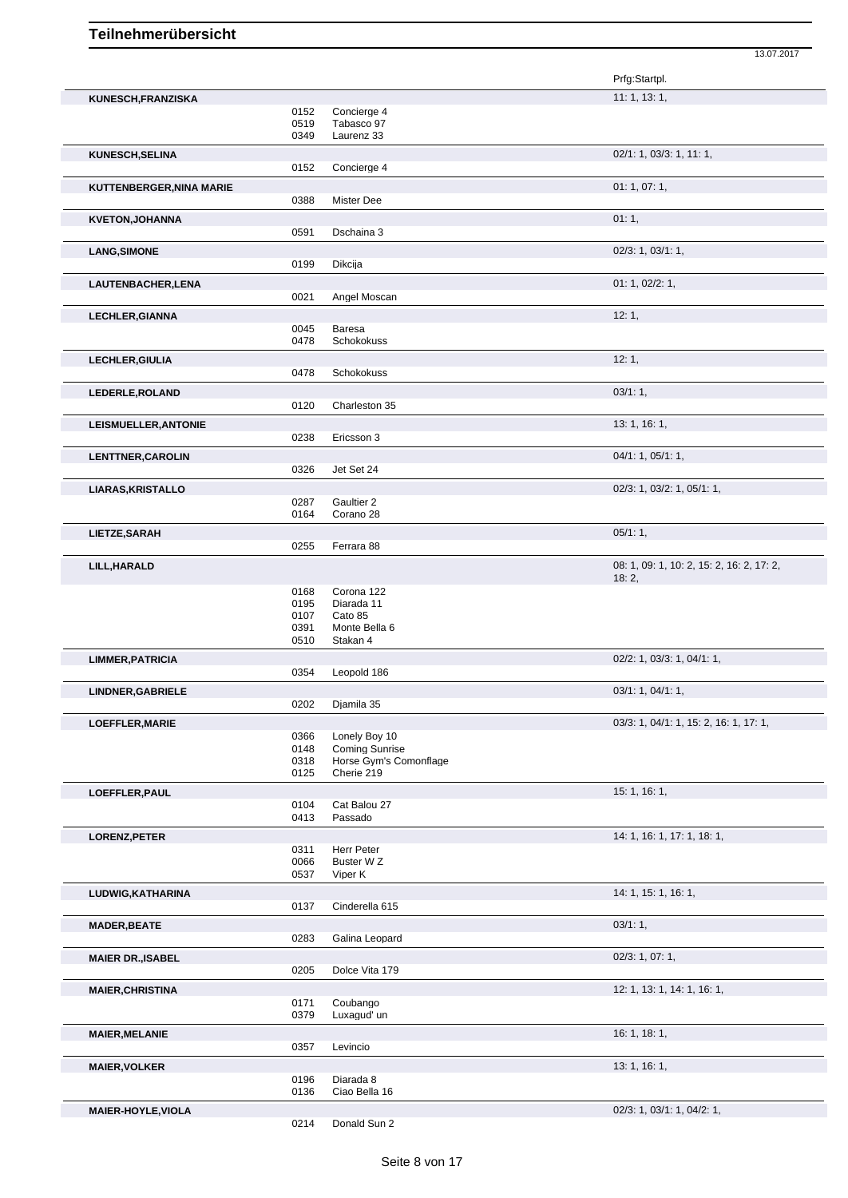# Teilnehmerübersicht

13.07.2017

| | | | Prfg:Startpl. |
|---|---|---|---|
| **KUNESCH,FRANZISKA** | | | 11: 1, 13: 1, |
| | 0152 | Concierge 4 | |
| | 0519 | Tabasco 97 | |
| | 0349 | Laurenz 33 | |
| **KUNESCH,SELINA** | | | 02/1: 1, 03/3: 1, 11: 1, |
| | 0152 | Concierge 4 | |
| **KUTTENBERGER,NINA MARIE** | | | 01: 1, 07: 1, |
| | 0388 | Mister Dee | |
| **KVETON,JOHANNA** | | | 01: 1, |
| | 0591 | Dschaina 3 | |
| **LANG,SIMONE** | | | 02/3: 1, 03/1: 1, |
| | 0199 | Dikcija | |
| **LAUTENBACHER,LENA** | | | 01: 1, 02/2: 1, |
| | 0021 | Angel Moscan | |
| **LECHLER,GIANNA** | | | 12: 1, |
| | 0045 | Baresa | |
| | 0478 | Schokokuss | |
| **LECHLER,GIULIA** | | | 12: 1, |
| | 0478 | Schokokuss | |
| **LEDERLE,ROLAND** | | | 03/1: 1, |
| | 0120 | Charleston 35 | |
| **LEISMUELLER,ANTONIE** | | | 13: 1, 16: 1, |
| | 0238 | Ericsson 3 | |
| **LENTTNER,CAROLIN** | | | 04/1: 1, 05/1: 1, |
| | 0326 | Jet Set 24 | |
| **LIARAS,KRISTALLO** | | | 02/3: 1, 03/2: 1, 05/1: 1, |
| | 0287 | Gaultier 2 | |
| | 0164 | Corano 28 | |
| **LIETZE,SARAH** | | | 05/1: 1, |
| | 0255 | Ferrara 88 | |
| **LILL,HARALD** | | | 08: 1, 09: 1, 10: 2, 15: 2, 16: 2, 17: 2, 18: 2, |
| | 0168 | Corona 122 | |
| | 0195 | Diarada 11 | |
| | 0107 | Cato 85 | |
| | 0391 | Monte Bella 6 | |
| | 0510 | Stakan 4 | |
| **LIMMER,PATRICIA** | | | 02/2: 1, 03/3: 1, 04/1: 1, |
| | 0354 | Leopold 186 | |
| **LINDNER,GABRIELE** | | | 03/1: 1, 04/1: 1, |
| | 0202 | Djamila 35 | |
| **LOEFFLER,MARIE** | | | 03/3: 1, 04/1: 1, 15: 2, 16: 1, 17: 1, |
| | 0366 | Lonely Boy 10 | |
| | 0148 | Coming Sunrise | |
| | 0318 | Horse Gym's Comonflage | |
| | 0125 | Cherie 219 | |
| **LOEFFLER,PAUL** | | | 15: 1, 16: 1, |
| | 0104 | Cat Balou 27 | |
| | 0413 | Passado | |
| **LORENZ,PETER** | | | 14: 1, 16: 1, 17: 1, 18: 1, |
| | 0311 | Herr Peter | |
| | 0066 | Buster W Z | |
| | 0537 | Viper K | |
| **LUDWIG,KATHARINA** | | | 14: 1, 15: 1, 16: 1, |
| | 0137 | Cinderella 615 | |
| **MADER,BEATE** | | | 03/1: 1, |
| | 0283 | Galina Leopard | |
| **MAIER DR.,ISABEL** | | | 02/3: 1, 07: 1, |
| | 0205 | Dolce Vita 179 | |
| **MAIER,CHRISTINA** | | | 12: 1, 13: 1, 14: 1, 16: 1, |
| | 0171 | Coubango | |
| | 0379 | Luxagud' un | |
| **MAIER,MELANIE** | | | 16: 1, 18: 1, |
| | 0357 | Levincio | |
| **MAIER,VOLKER** | | | 13: 1, 16: 1, |
| | 0196 | Diarada 8 | |
| | 0136 | Ciao Bella 16 | |
| **MAIER-HOYLE,VIOLA** | | | 02/3: 1, 03/1: 1, 04/2: 1, |
| | 0214 | Donald Sun 2 | |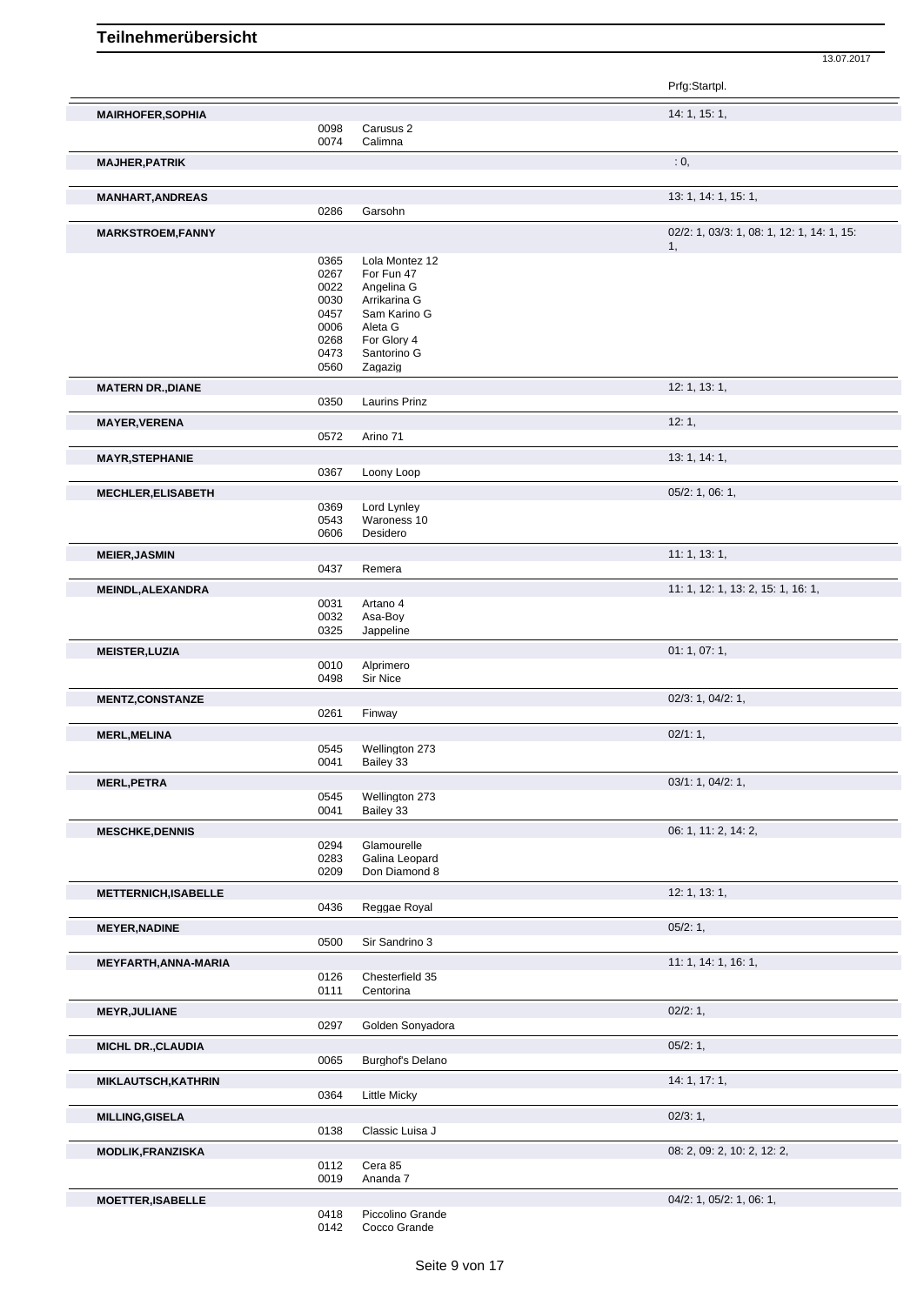# Teilnehmerübersicht

13.07.2017

| | | | Prfg:Startpl. |
|---|---|---|---|
| **MAIRHOFER,SOPHIA** | | | 14: 1, 15: 1, |
| | 0098 | Carusus 2 | |
| | 0074 | Calimna | |
| **MAJHER,PATRIK** | | | : 0, |
| **MANHART,ANDREAS** | | | 13: 1, 14: 1, 15: 1, |
| | 0286 | Garsohn | |
| **MARKSTROEM,FANNY** | | | 02/2: 1, 03/3: 1, 08: 1, 12: 1, 14: 1, 15: 1, |
| | 0365 | Lola Montez 12 | |
| | 0267 | For Fun 47 | |
| | 0022 | Angelina G | |
| | 0030 | Arrikarina G | |
| | 0457 | Sam Karino G | |
| | 0006 | Aleta G | |
| | 0268 | For Glory 4 | |
| | 0473 | Santorino G | |
| | 0560 | Zagazig | |
| **MATERN DR.,DIANE** | | | 12: 1, 13: 1, |
| | 0350 | Laurins Prinz | |
| **MAYER,VERENA** | | | 12: 1, |
| | 0572 | Arino 71 | |
| **MAYR,STEPHANIE** | | | 13: 1, 14: 1, |
| | 0367 | Loony Loop | |
| **MECHLER,ELISABETH** | | | 05/2: 1, 06: 1, |
| | 0369 | Lord Lynley | |
| | 0543 | Waroness 10 | |
| | 0606 | Desidero | |
| **MEIER,JASMIN** | | | 11: 1, 13: 1, |
| | 0437 | Remera | |
| **MEINDL,ALEXANDRA** | | | 11: 1, 12: 1, 13: 2, 15: 1, 16: 1, |
| | 0031 | Artano 4 | |
| | 0032 | Asa-Boy | |
| | 0325 | Jappeline | |
| **MEISTER,LUZIA** | | | 01: 1, 07: 1, |
| | 0010 | Alprimero | |
| | 0498 | Sir Nice | |
| **MENTZ,CONSTANZE** | | | 02/3: 1, 04/2: 1, |
| | 0261 | Finway | |
| **MERL,MELINA** | | | 02/1: 1, |
| | 0545 | Wellington 273 | |
| | 0041 | Bailey 33 | |
| **MERL,PETRA** | | | 03/1: 1, 04/2: 1, |
| | 0545 | Wellington 273 | |
| | 0041 | Bailey 33 | |
| **MESCHKE,DENNIS** | | | 06: 1, 11: 2, 14: 2, |
| | 0294 | Glamourelle | |
| | 0283 | Galina Leopard | |
| | 0209 | Don Diamond 8 | |
| **METTERNICH,ISABELLE** | | | 12: 1, 13: 1, |
| | 0436 | Reggae Royal | |
| **MEYER,NADINE** | | | 05/2: 1, |
| | 0500 | Sir Sandrino 3 | |
| **MEYFARTH,ANNA-MARIA** | | | 11: 1, 14: 1, 16: 1, |
| | 0126 | Chesterfield 35 | |
| | 0111 | Centorina | |
| **MEYR,JULIANE** | | | 02/2: 1, |
| | 0297 | Golden Sonyadora | |
| **MICHL DR.,CLAUDIA** | | | 05/2: 1, |
| | 0065 | Burghof's Delano | |
| **MIKLAUTSCH,KATHRIN** | | | 14: 1, 17: 1, |
| | 0364 | Little Micky | |
| **MILLING,GISELA** | | | 02/3: 1, |
| | 0138 | Classic Luisa J | |
| **MODLIK,FRANZISKA** | | | 08: 2, 09: 2, 10: 2, 12: 2, |
| | 0112 | Cera 85 | |
| | 0019 | Ananda 7 | |
| **MOETTER,ISABELLE** | | | 04/2: 1, 05/2: 1, 06: 1, |
| | 0418 | Piccolino Grande | |
| | 0142 | Cocco Grande | |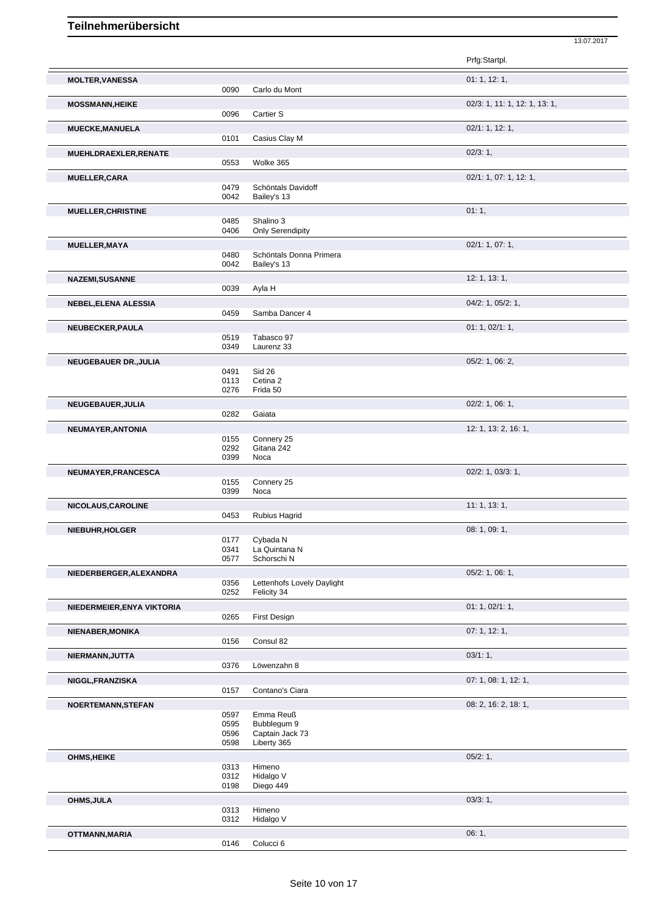# Teilnehmerübersicht

13.07.2017

| | | | Prfg:Startpl. |
|---|---|---|---|
| **MOLTER,VANESSA** | | | 01: 1, 12: 1, |
| | 0090 | Carlo du Mont | |
| **MOSSMANN,HEIKE** | | | 02/3: 1, 11: 1, 12: 1, 13: 1, |
| | 0096 | Cartier S | |
| **MUECKE,MANUELA** | | | 02/1: 1, 12: 1, |
| | 0101 | Casius Clay M | |
| **MUEHLDRAEXLER,RENATE** | | | 02/3: 1, |
| | 0553 | Wolke 365 | |
| **MUELLER,CARA** | | | 02/1: 1, 07: 1, 12: 1, |
| | 0479 | Schöntals Davidoff | |
| | 0042 | Bailey's 13 | |
| **MUELLER,CHRISTINE** | | | 01: 1, |
| | 0485 | Shalino 3 | |
| | 0406 | Only Serendipity | |
| **MUELLER,MAYA** | | | 02/1: 1, 07: 1, |
| | 0480 | Schöntals Donna Primera | |
| | 0042 | Bailey's 13 | |
| **NAZEMI,SUSANNE** | | | 12: 1, 13: 1, |
| | 0039 | Ayla H | |
| **NEBEL,ELENA ALESSIA** | | | 04/2: 1, 05/2: 1, |
| | 0459 | Samba Dancer 4 | |
| **NEUBECKER,PAULA** | | | 01: 1, 02/1: 1, |
| | 0519 | Tabasco 97 | |
| | 0349 | Laurenz 33 | |
| **NEUGEBAUER DR.,JULIA** | | | 05/2: 1, 06: 2, |
| | 0491 | Sid 26 | |
| | 0113 | Cetina 2 | |
| | 0276 | Frida 50 | |
| **NEUGEBAUER,JULIA** | | | 02/2: 1, 06: 1, |
| | 0282 | Gaiata | |
| **NEUMAYER,ANTONIA** | | | 12: 1, 13: 2, 16: 1, |
| | 0155 | Connery 25 | |
| | 0292 | Gitana 242 | |
| | 0399 | Noca | |
| **NEUMAYER,FRANCESCA** | | | 02/2: 1, 03/3: 1, |
| | 0155 | Connery 25 | |
| | 0399 | Noca | |
| **NICOLAUS,CAROLINE** | | | 11: 1, 13: 1, |
| | 0453 | Rubius Hagrid | |
| **NIEBUHR,HOLGER** | | | 08: 1, 09: 1, |
| | 0177 | Cybada N | |
| | 0341 | La Quintana N | |
| | 0577 | Schorschi N | |
| **NIEDERBERGER,ALEXANDRA** | | | 05/2: 1, 06: 1, |
| | 0356 | Lettenhofs Lovely Daylight | |
| | 0252 | Felicity 34 | |
| **NIEDERMEIER,ENYA VIKTORIA** | | | 01: 1, 02/1: 1, |
| | 0265 | First Design | |
| **NIENABER,MONIKA** | | | 07: 1, 12: 1, |
| | 0156 | Consul 82 | |
| **NIERMANN,JUTTA** | | | 03/1: 1, |
| | 0376 | Löwenzahn 8 | |
| **NIGGL,FRANZISKA** | | | 07: 1, 08: 1, 12: 1, |
| | 0157 | Contano's Ciara | |
| **NOERTEMANN,STEFAN** | | | 08: 2, 16: 2, 18: 1, |
| | 0597 | Emma Reuß | |
| | 0595 | Bubblegum 9 | |
| | 0596 | Captain Jack 73 | |
| | 0598 | Liberty 365 | |
| **OHMS,HEIKE** | | | 05/2: 1, |
| | 0313 | Himeno | |
| | 0312 | Hidalgo V | |
| | 0198 | Diego 449 | |
| **OHMS,JULA** | | | 03/3: 1, |
| | 0313 | Himeno | |
| | 0312 | Hidalgo V | |
| **OTTMANN,MARIA** | | | 06: 1, |
| | 0146 | Colucci 6 | |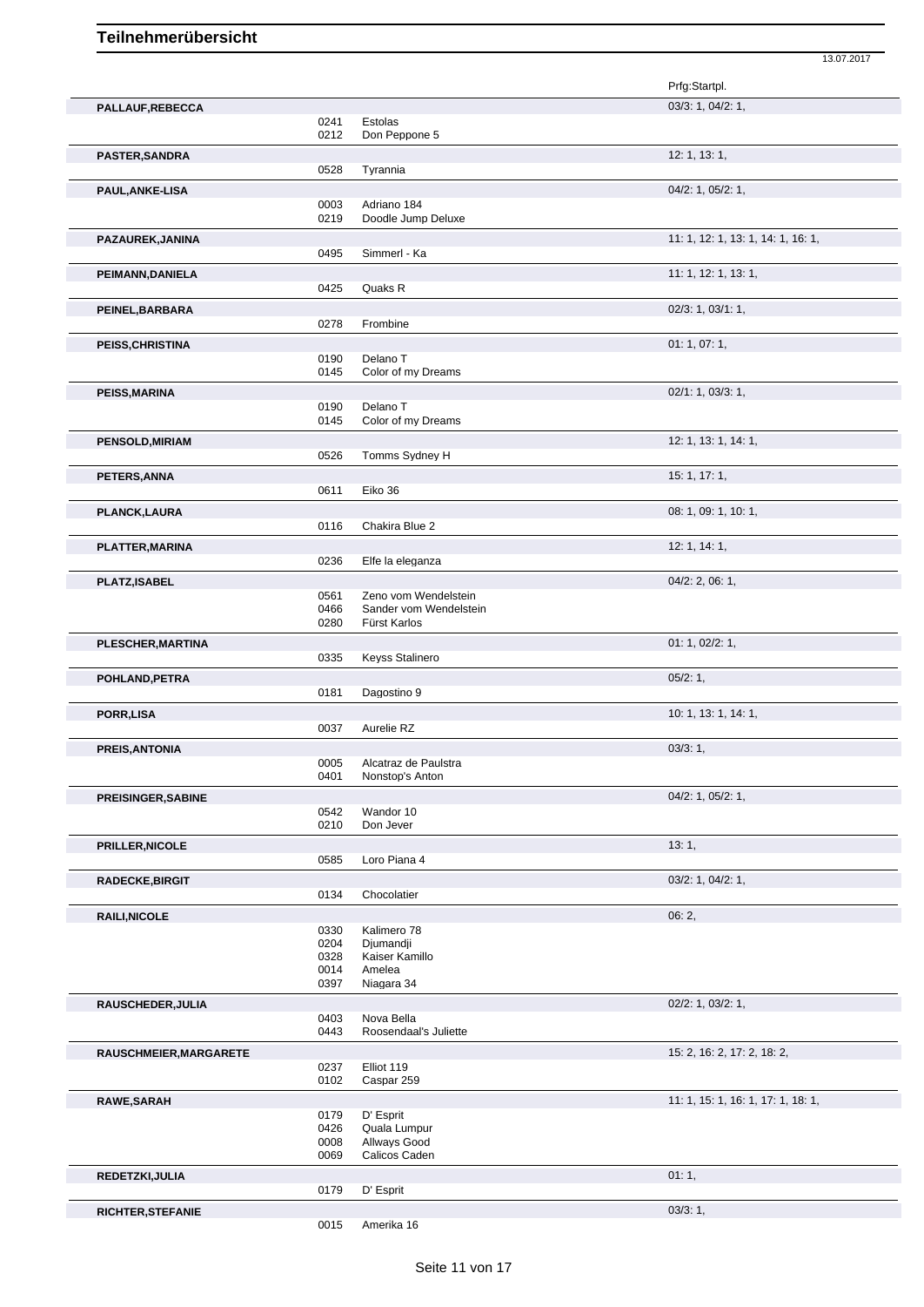# Teilnehmerübersicht

13.07.2017

| | | | Prfg:Startpl. |
|---|---|---|---|
| **PALLAUF,REBECCA** | | | 03/3: 1, 04/2: 1, |
| | 0241 | Estolas | |
| | 0212 | Don Peppone 5 | |
| **PASTER,SANDRA** | | | 12: 1, 13: 1, |
| | 0528 | Tyrannia | |
| **PAUL,ANKE-LISA** | | | 04/2: 1, 05/2: 1, |
| | 0003 | Adriano 184 | |
| | 0219 | Doodle Jump Deluxe | |
| **PAZAUREK,JANINA** | | | 11: 1, 12: 1, 13: 1, 14: 1, 16: 1, |
| | 0495 | Simmerl - Ka | |
| **PEIMANN,DANIELA** | | | 11: 1, 12: 1, 13: 1, |
| | 0425 | Quaks R | |
| **PEINEL,BARBARA** | | | 02/3: 1, 03/1: 1, |
| | 0278 | Frombine | |
| **PEISS,CHRISTINA** | | | 01: 1, 07: 1, |
| | 0190 | Delano T | |
| | 0145 | Color of my Dreams | |
| **PEISS,MARINA** | | | 02/1: 1, 03/3: 1, |
| | 0190 | Delano T | |
| | 0145 | Color of my Dreams | |
| **PENSOLD,MIRIAM** | | | 12: 1, 13: 1, 14: 1, |
| | 0526 | Tomms Sydney H | |
| **PETERS,ANNA** | | | 15: 1, 17: 1, |
| | 0611 | Eiko 36 | |
| **PLANCK,LAURA** | | | 08: 1, 09: 1, 10: 1, |
| | 0116 | Chakira Blue 2 | |
| **PLATTER,MARINA** | | | 12: 1, 14: 1, |
| | 0236 | Elfe la eleganza | |
| **PLATZ,ISABEL** | | | 04/2: 2, 06: 1, |
| | 0561 | Zeno vom Wendelstein | |
| | 0466 | Sander vom Wendelstein | |
| | 0280 | Fürst Karlos | |
| **PLESCHER,MARTINA** | | | 01: 1, 02/2: 1, |
| | 0335 | Keyss Stalinero | |
| **POHLAND,PETRA** | | | 05/2: 1, |
| | 0181 | Dagostino 9 | |
| **PORR,LISA** | | | 10: 1, 13: 1, 14: 1, |
| | 0037 | Aurelie RZ | |
| **PREIS,ANTONIA** | | | 03/3: 1, |
| | 0005 | Alcatraz de Paulstra | |
| | 0401 | Nonstop's Anton | |
| **PREISINGER,SABINE** | | | 04/2: 1, 05/2: 1, |
| | 0542 | Wandor 10 | |
| | 0210 | Don Jever | |
| **PRILLER,NICOLE** | | | 13: 1, |
| | 0585 | Loro Piana 4 | |
| **RADECKE,BIRGIT** | | | 03/2: 1, 04/2: 1, |
| | 0134 | Chocolatier | |
| **RAILI,NICOLE** | | | 06: 2, |
| | 0330 | Kalimero 78 | |
| | 0204 | Djumandji | |
| | 0328 | Kaiser Kamillo | |
| | 0014 | Amelea | |
| | 0397 | Niagara 34 | |
| **RAUSCHEDER,JULIA** | | | 02/2: 1, 03/2: 1, |
| | 0403 | Nova Bella | |
| | 0443 | Roosendaal's Juliette | |
| **RAUSCHMEIER,MARGARETE** | | | 15: 2, 16: 2, 17: 2, 18: 2, |
| | 0237 | Elliot 119 | |
| | 0102 | Caspar 259 | |
| **RAWE,SARAH** | | | 11: 1, 15: 1, 16: 1, 17: 1, 18: 1, |
| | 0179 | D' Esprit | |
| | 0426 | Quala Lumpur | |
| | 0008 | Allways Good | |
| | 0069 | Calicos Caden | |
| **REDETZKI,JULIA** | | | 01: 1, |
| | 0179 | D' Esprit | |
| **RICHTER,STEFANIE** | | | 03/3: 1, |
| | 0015 | Amerika 16 | |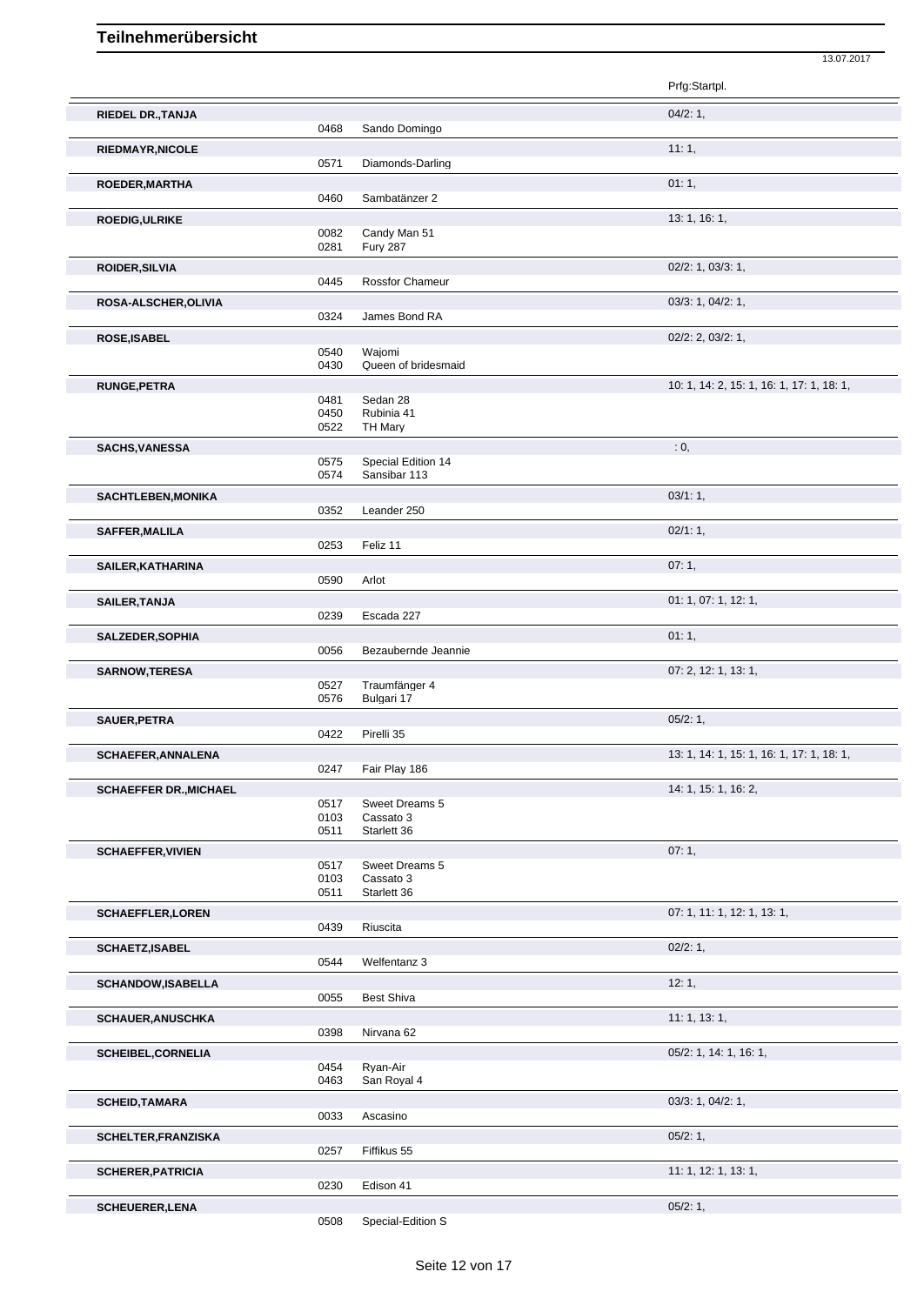# Teilnehmerübersicht

13.07.2017

| | | | Prfg:Startpl. |
|---|---|---|---|
| **RIEDEL DR.,TANJA** | | | 04/2: 1, |
| | 0468 | Sando Domingo | |
| **RIEDMAYR,NICOLE** | | | 11: 1, |
| | 0571 | Diamonds-Darling | |
| **ROEDER,MARTHA** | | | 01: 1, |
| | 0460 | Sambatänzer 2 | |
| **ROEDIG,ULRIKE** | | | 13: 1, 16: 1, |
| | 0082 | Candy Man 51 | |
| | 0281 | Fury 287 | |
| **ROIDER,SILVIA** | | | 02/2: 1, 03/3: 1, |
| | 0445 | Rossfor Chameur | |
| **ROSA-ALSCHER,OLIVIA** | | | 03/3: 1, 04/2: 1, |
| | 0324 | James Bond RA | |
| **ROSE,ISABEL** | | | 02/2: 2, 03/2: 1, |
| | 0540 | Wajomi | |
| | 0430 | Queen of bridesmaid | |
| **RUNGE,PETRA** | | | 10: 1, 14: 2, 15: 1, 16: 1, 17: 1, 18: 1, |
| | 0481 | Sedan 28 | |
| | 0450 | Rubinia 41 | |
| | 0522 | TH Mary | |
| **SACHS,VANESSA** | | | : 0, |
| | 0575 | Special Edition 14 | |
| | 0574 | Sansibar 113 | |
| **SACHTLEBEN,MONIKA** | | | 03/1: 1, |
| | 0352 | Leander 250 | |
| **SAFFER,MALILA** | | | 02/1: 1, |
| | 0253 | Feliz 11 | |
| **SAILER,KATHARINA** | | | 07: 1, |
| | 0590 | Arlot | |
| **SAILER,TANJA** | | | 01: 1, 07: 1, 12: 1, |
| | 0239 | Escada 227 | |
| **SALZEDER,SOPHIA** | | | 01: 1, |
| | 0056 | Bezaubernde Jeannie | |
| **SARNOW,TERESA** | | | 07: 2, 12: 1, 13: 1, |
| | 0527 | Traumfänger 4 | |
| | 0576 | Bulgari 17 | |
| **SAUER,PETRA** | | | 05/2: 1, |
| | 0422 | Pirelli 35 | |
| **SCHAEFER,ANNALENA** | | | 13: 1, 14: 1, 15: 1, 16: 1, 17: 1, 18: 1, |
| | 0247 | Fair Play 186 | |
| **SCHAEFFER DR.,MICHAEL** | | | 14: 1, 15: 1, 16: 2, |
| | 0517 | Sweet Dreams 5 | |
| | 0103 | Cassato 3 | |
| | 0511 | Starlett 36 | |
| **SCHAEFFER,VIVIEN** | | | 07: 1, |
| | 0517 | Sweet Dreams 5 | |
| | 0103 | Cassato 3 | |
| | 0511 | Starlett 36 | |
| **SCHAEFFLER,LOREN** | | | 07: 1, 11: 1, 12: 1, 13: 1, |
| | 0439 | Riuscita | |
| **SCHAETZ,ISABEL** | | | 02/2: 1, |
| | 0544 | Welfentanz 3 | |
| **SCHANDOW,ISABELLA** | | | 12: 1, |
| | 0055 | Best Shiva | |
| **SCHAUER,ANUSCHKA** | | | 11: 1, 13: 1, |
| | 0398 | Nirvana 62 | |
| **SCHEIBEL,CORNELIA** | | | 05/2: 1, 14: 1, 16: 1, |
| | 0454 | Ryan-Air | |
| | 0463 | San Royal 4 | |
| **SCHEID,TAMARA** | | | 03/3: 1, 04/2: 1, |
| | 0033 | Ascasino | |
| **SCHELTER,FRANZISKA** | | | 05/2: 1, |
| | 0257 | Fiffikus 55 | |
| **SCHERER,PATRICIA** | | | 11: 1, 12: 1, 13: 1, |
| | 0230 | Edison 41 | |
| **SCHEUERER,LENA** | | | 05/2: 1, |
| | 0508 | Special-Edition S | |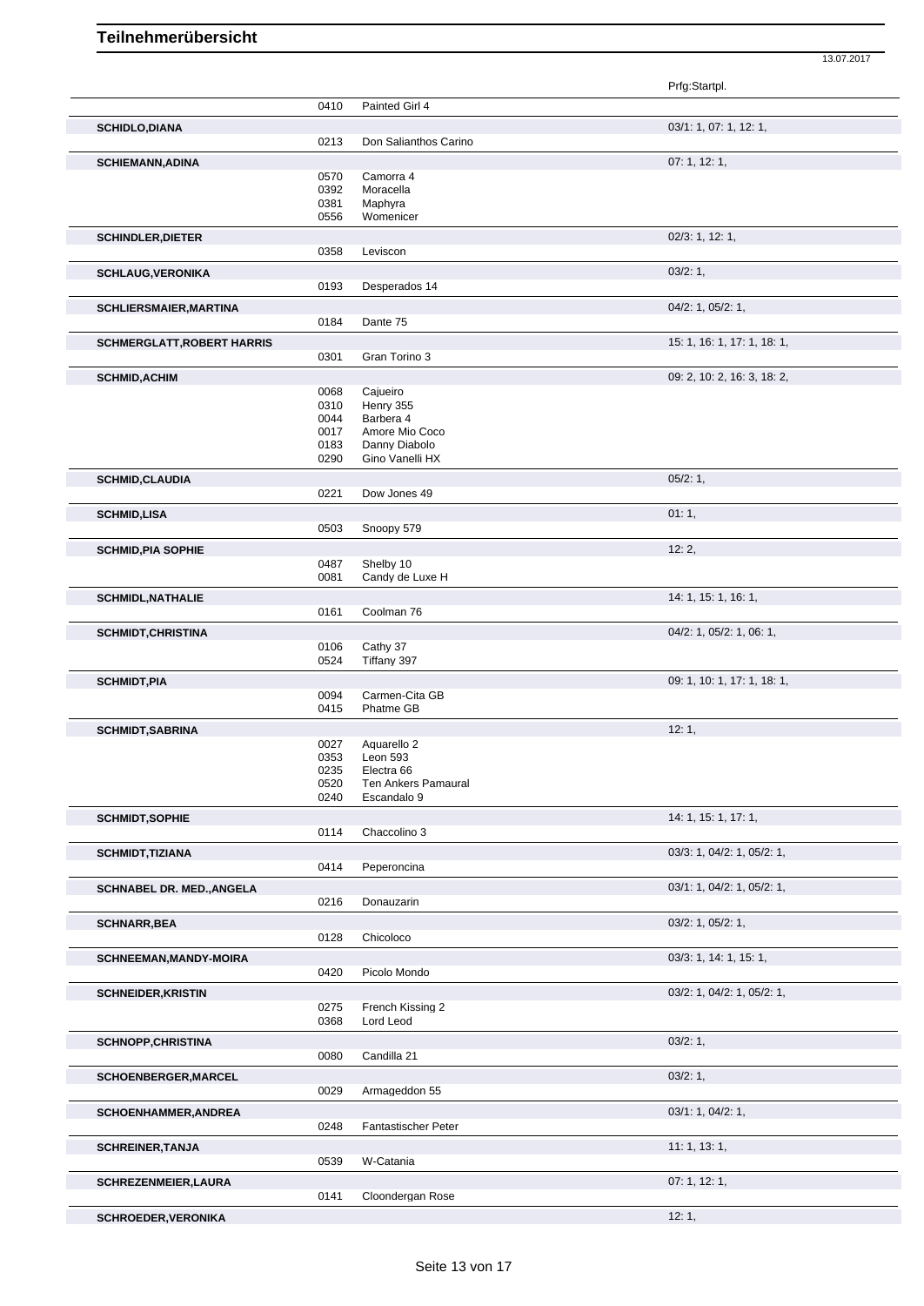# Teilnehmerübersicht

13.07.2017

| | | | Prfg:Startpl. |
|---|---|---|---|
| | 0410 | Painted Girl 4 | |
| **SCHIDLO,DIANA** | | | 03/1: 1, 07: 1, 12: 1, |
| | 0213 | Don Salianthos Carino | |
| **SCHIEMANN,ADINA** | | | 07: 1, 12: 1, |
| | 0570 | Camorra 4 | |
| | 0392 | Moracella | |
| | 0381 | Maphyra | |
| | 0556 | Womenicer | |
| **SCHINDLER,DIETER** | | | 02/3: 1, 12: 1, |
| | 0358 | Leviscon | |
| **SCHLAUG,VERONIKA** | | | 03/2: 1, |
| | 0193 | Desperados 14 | |
| **SCHLIERSMAIER,MARTINA** | | | 04/2: 1, 05/2: 1, |
| | 0184 | Dante 75 | |
| **SCHMERGLATT,ROBERT HARRIS** | | | 15: 1, 16: 1, 17: 1, 18: 1, |
| | 0301 | Gran Torino 3 | |
| **SCHMID,ACHIM** | | | 09: 2, 10: 2, 16: 3, 18: 2, |
| | 0068 | Cajueiro | |
| | 0310 | Henry 355 | |
| | 0044 | Barbera 4 | |
| | 0017 | Amore Mio Coco | |
| | 0183 | Danny Diabolo | |
| | 0290 | Gino Vanelli HX | |
| **SCHMID,CLAUDIA** | | | 05/2: 1, |
| | 0221 | Dow Jones 49 | |
| **SCHMID,LISA** | | | 01: 1, |
| | 0503 | Snoopy 579 | |
| **SCHMID,PIA SOPHIE** | | | 12: 2, |
| | 0487 | Shelby 10 | |
| | 0081 | Candy de Luxe H | |
| **SCHMIDL,NATHALIE** | | | 14: 1, 15: 1, 16: 1, |
| | 0161 | Coolman 76 | |
| **SCHMIDT,CHRISTINA** | | | 04/2: 1, 05/2: 1, 06: 1, |
| | 0106 | Cathy 37 | |
| | 0524 | Tiffany 397 | |
| **SCHMIDT,PIA** | | | 09: 1, 10: 1, 17: 1, 18: 1, |
| | 0094 | Carmen-Cita GB | |
| | 0415 | Phatme GB | |
| **SCHMIDT,SABRINA** | | | 12: 1, |
| | 0027 | Aquarello 2 | |
| | 0353 | Leon 593 | |
| | 0235 | Electra 66 | |
| | 0520 | Ten Ankers Pamaural | |
| | 0240 | Escandalo 9 | |
| **SCHMIDT,SOPHIE** | | | 14: 1, 15: 1, 17: 1, |
| | 0114 | Chaccolino 3 | |
| **SCHMIDT,TIZIANA** | | | 03/3: 1, 04/2: 1, 05/2: 1, |
| | 0414 | Peperoncina | |
| **SCHNABEL DR. MED.,ANGELA** | | | 03/1: 1, 04/2: 1, 05/2: 1, |
| | 0216 | Donauzarin | |
| **SCHNARR,BEA** | | | 03/2: 1, 05/2: 1, |
| | 0128 | Chicoloco | |
| **SCHNEEMAN,MANDY-MOIRA** | | | 03/3: 1, 14: 1, 15: 1, |
| | 0420 | Picolo Mondo | |
| **SCHNEIDER,KRISTIN** | | | 03/2: 1, 04/2: 1, 05/2: 1, |
| | 0275 | French Kissing 2 | |
| | 0368 | Lord Leod | |
| **SCHNOPP,CHRISTINA** | | | 03/2: 1, |
| | 0080 | Candilla 21 | |
| **SCHOENBERGER,MARCEL** | | | 03/2: 1, |
| | 0029 | Armageddon 55 | |
| **SCHOENHAMMER,ANDREA** | | | 03/1: 1, 04/2: 1, |
| | 0248 | Fantastischer Peter | |
| **SCHREINER,TANJA** | | | 11: 1, 13: 1, |
| | 0539 | W-Catania | |
| **SCHREZENMEIER,LAURA** | | | 07: 1, 12: 1, |
| | 0141 | Cloondergan Rose | |
| **SCHROEDER,VERONIKA** | | | 12: 1, |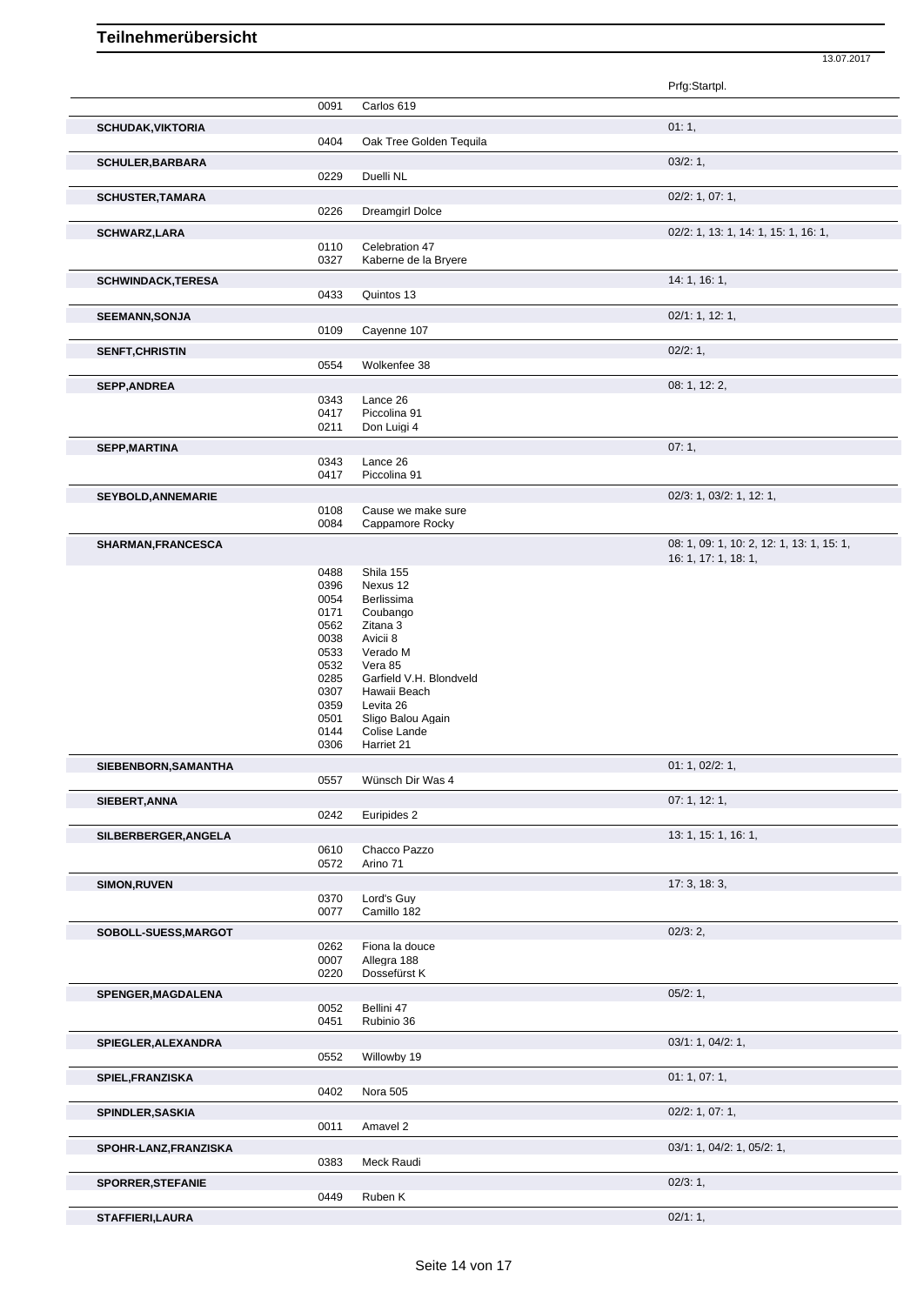# Teilnehmerübersicht

13.07.2017

| | | | Prfg:Startpl. |
|---|---|---|---|
| | 0091 | Carlos 619 | |
| **SCHUDAK,VIKTORIA** | | | 01: 1, |
| | 0404 | Oak Tree Golden Tequila | |
| **SCHULER,BARBARA** | | | 03/2: 1, |
| | 0229 | Duelli NL | |
| **SCHUSTER,TAMARA** | | | 02/2: 1, 07: 1, |
| | 0226 | Dreamgirl Dolce | |
| **SCHWARZ,LARA** | | | 02/2: 1, 13: 1, 14: 1, 15: 1, 16: 1, |
| | 0110 | Celebration 47 | |
| | 0327 | Kaberne de la Bryere | |
| **SCHWINDACK,TERESA** | | | 14: 1, 16: 1, |
| | 0433 | Quintos 13 | |
| **SEEMANN,SONJA** | | | 02/1: 1, 12: 1, |
| | 0109 | Cayenne 107 | |
| **SENFT,CHRISTIN** | | | 02/2: 1, |
| | 0554 | Wolkenfee 38 | |
| **SEPP,ANDREA** | | | 08: 1, 12: 2, |
| | 0343 | Lance 26 | |
| | 0417 | Piccolina 91 | |
| | 0211 | Don Luigi 4 | |
| **SEPP,MARTINA** | | | 07: 1, |
| | 0343 | Lance 26 | |
| | 0417 | Piccolina 91 | |
| **SEYBOLD,ANNEMARIE** | | | 02/3: 1, 03/2: 1, 12: 1, |
| | 0108 | Cause we make sure | |
| | 0084 | Cappamore Rocky | |
| **SHARMAN,FRANCESCA** | | | 08: 1, 09: 1, 10: 2, 12: 1, 13: 1, 15: 1, 16: 1, 17: 1, 18: 1, |
| | 0488 | Shila 155 | |
| | 0396 | Nexus 12 | |
| | 0054 | Berlissima | |
| | 0171 | Coubango | |
| | 0562 | Zitana 3 | |
| | 0038 | Avicii 8 | |
| | 0533 | Verado M | |
| | 0532 | Vera 85 | |
| | 0285 | Garfield V.H. Blondveld | |
| | 0307 | Hawaii Beach | |
| | 0359 | Levita 26 | |
| | 0501 | Sligo Balou Again | |
| | 0144 | Colise Lande | |
| | 0306 | Harriet 21 | |
| **SIEBENBORN,SAMANTHA** | | | 01: 1, 02/2: 1, |
| | 0557 | Wünsch Dir Was 4 | |
| **SIEBERT,ANNA** | | | 07: 1, 12: 1, |
| | 0242 | Euripides 2 | |
| **SILBERBERGER,ANGELA** | | | 13: 1, 15: 1, 16: 1, |
| | 0610 | Chacco Pazzo | |
| | 0572 | Arino 71 | |
| **SIMON,RUVEN** | | | 17: 3, 18: 3, |
| | 0370 | Lord's Guy | |
| | 0077 | Camillo 182 | |
| **SOBOLL-SUESS,MARGOT** | | | 02/3: 2, |
| | 0262 | Fiona la douce | |
| | 0007 | Allegra 188 | |
| | 0220 | Dossefürst K | |
| **SPENGER,MAGDALENA** | | | 05/2: 1, |
| | 0052 | Bellini 47 | |
| | 0451 | Rubinio 36 | |
| **SPIEGLER,ALEXANDRA** | | | 03/1: 1, 04/2: 1, |
| | 0552 | Willowby 19 | |
| **SPIEL,FRANZISKA** | | | 01: 1, 07: 1, |
| | 0402 | Nora 505 | |
| **SPINDLER,SASKIA** | | | 02/2: 1, 07: 1, |
| | 0011 | Amavel 2 | |
| **SPOHR-LANZ,FRANZISKA** | | | 03/1: 1, 04/2: 1, 05/2: 1, |
| | 0383 | Meck Raudi | |
| **SPORRER,STEFANIE** | | | 02/3: 1, |
| | 0449 | Ruben K | |
| **STAFFIERI,LAURA** | | | 02/1: 1, |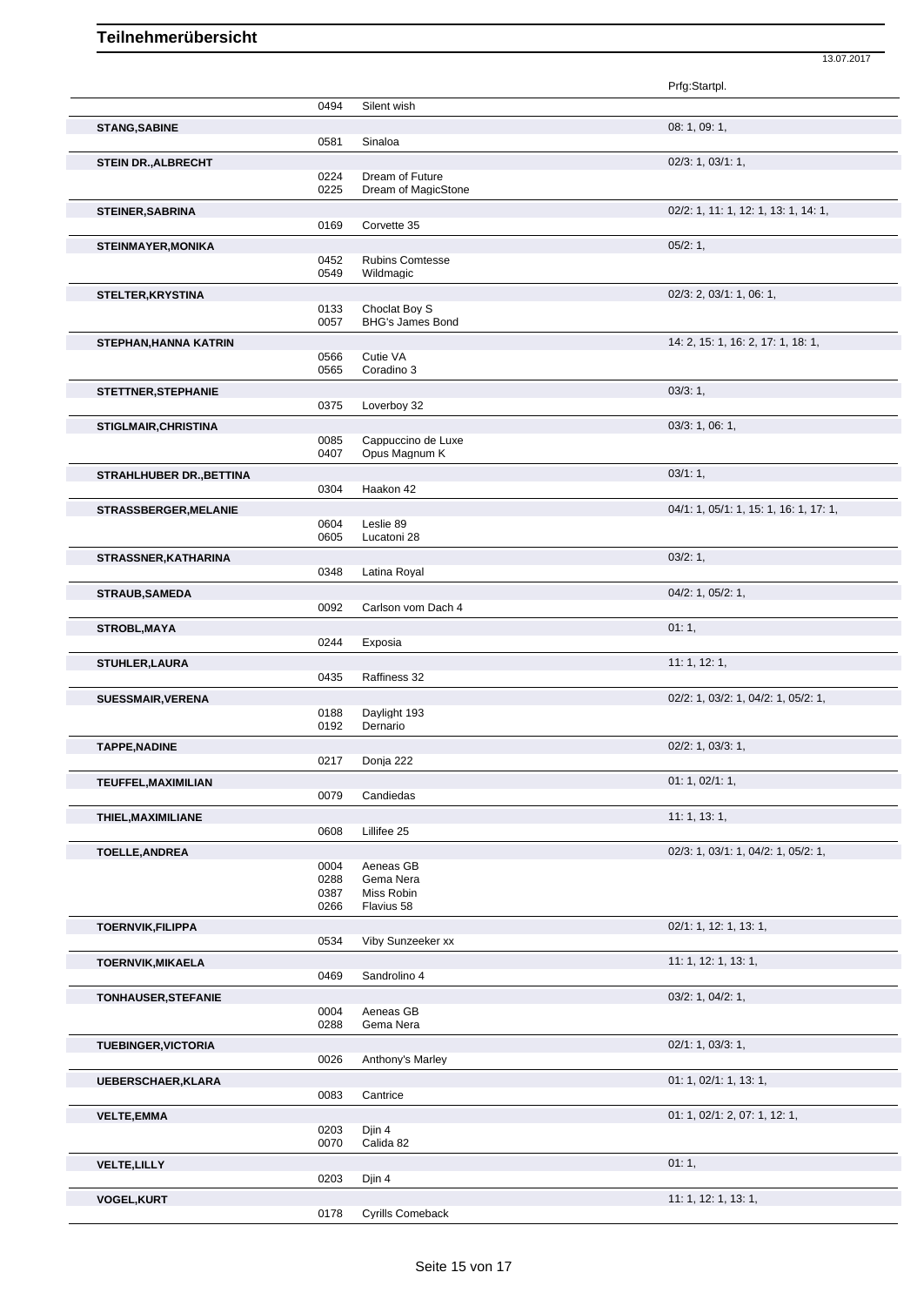# Teilnehmerübersicht

13.07.2017

| | | | Prfg:Startpl. |
|---|---|---|---|
| | 0494 | Silent wish | |
| **STANG,SABINE** | | | 08: 1, 09: 1, |
| | 0581 | Sinaloa | |
| **STEIN DR.,ALBRECHT** | | | 02/3: 1, 03/1: 1, |
| | 0224 | Dream of Future | |
| | 0225 | Dream of MagicStone | |
| **STEINER,SABRINA** | | | 02/2: 1, 11: 1, 12: 1, 13: 1, 14: 1, |
| | 0169 | Corvette 35 | |
| **STEINMAYER,MONIKA** | | | 05/2: 1, |
| | 0452 | Rubins Comtesse | |
| | 0549 | Wildmagic | |
| **STELTER,KRYSTINA** | | | 02/3: 2, 03/1: 1, 06: 1, |
| | 0133 | Choclat Boy S | |
| | 0057 | BHG's James Bond | |
| **STEPHAN,HANNA KATRIN** | | | 14: 2, 15: 1, 16: 2, 17: 1, 18: 1, |
| | 0566 | Cutie VA | |
| | 0565 | Coradino 3 | |
| **STETTNER,STEPHANIE** | | | 03/3: 1, |
| | 0375 | Loverboy 32 | |
| **STIGLMAIR,CHRISTINA** | | | 03/3: 1, 06: 1, |
| | 0085 | Cappuccino de Luxe | |
| | 0407 | Opus Magnum K | |
| **STRAHLHUBER DR.,BETTINA** | | | 03/1: 1, |
| | 0304 | Haakon 42 | |
| **STRASSBERGER,MELANIE** | | | 04/1: 1, 05/1: 1, 15: 1, 16: 1, 17: 1, |
| | 0604 | Leslie 89 | |
| | 0605 | Lucatoni 28 | |
| **STRASSNER,KATHARINA** | | | 03/2: 1, |
| | 0348 | Latina Royal | |
| **STRAUB,SAMEDA** | | | 04/2: 1, 05/2: 1, |
| | 0092 | Carlson vom Dach 4 | |
| **STROBL,MAYA** | | | 01: 1, |
| | 0244 | Exposia | |
| **STUHLER,LAURA** | | | 11: 1, 12: 1, |
| | 0435 | Raffiness 32 | |
| **SUESSMAIR,VERENA** | | | 02/2: 1, 03/2: 1, 04/2: 1, 05/2: 1, |
| | 0188 | Daylight 193 | |
| | 0192 | Dernario | |
| **TAPPE,NADINE** | | | 02/2: 1, 03/3: 1, |
| | 0217 | Donja 222 | |
| **TEUFFEL,MAXIMILIAN** | | | 01: 1, 02/1: 1, |
| | 0079 | Candiedas | |
| **THIEL,MAXIMILIANE** | | | 11: 1, 13: 1, |
| | 0608 | Lillifee 25 | |
| **TOELLE,ANDREA** | | | 02/3: 1, 03/1: 1, 04/2: 1, 05/2: 1, |
| | 0004 | Aeneas GB | |
| | 0288 | Gema Nera | |
| | 0387 | Miss Robin | |
| | 0266 | Flavius 58 | |
| **TOERNVIK,FILIPPA** | | | 02/1: 1, 12: 1, 13: 1, |
| | 0534 | Viby Sunzeeker xx | |
| **TOERNVIK,MIKAELA** | | | 11: 1, 12: 1, 13: 1, |
| | 0469 | Sandrolino 4 | |
| **TONHAUSER,STEFANIE** | | | 03/2: 1, 04/2: 1, |
| | 0004 | Aeneas GB | |
| | 0288 | Gema Nera | |
| **TUEBINGER,VICTORIA** | | | 02/1: 1, 03/3: 1, |
| | 0026 | Anthony's Marley | |
| **UEBERSCHAER,KLARA** | | | 01: 1, 02/1: 1, 13: 1, |
| | 0083 | Cantrice | |
| **VELTE,EMMA** | | | 01: 1, 02/1: 2, 07: 1, 12: 1, |
| | 0203 | Djin 4 | |
| | 0070 | Calida 82 | |
| **VELTE,LILLY** | | | 01: 1, |
| | 0203 | Djin 4 | |
| **VOGEL,KURT** | | | 11: 1, 12: 1, 13: 1, |
| | 0178 | Cyrills Comeback | |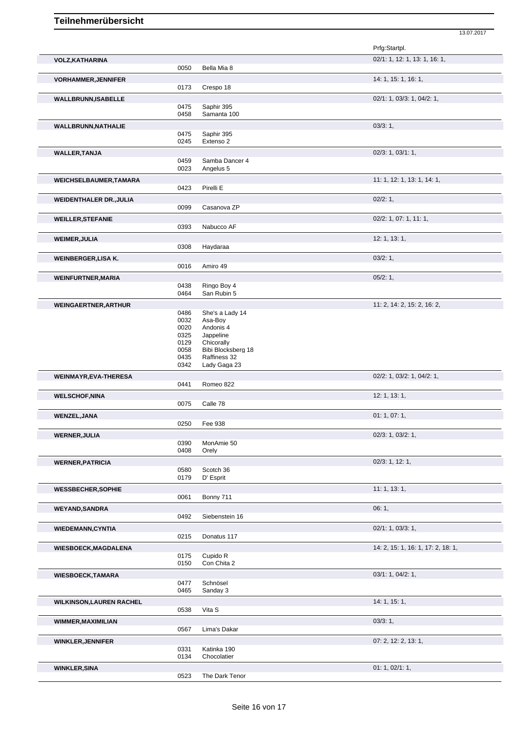# Teilnehmerübersicht

13.07.2017

| | | | Prfg:Startpl. |
|---|---|---|---|
| **VOLZ,KATHARINA** | | | 02/1: 1, 12: 1, 13: 1, 16: 1, |
| | 0050 | Bella Mia 8 | |
| **VORHAMMER,JENNIFER** | | | 14: 1, 15: 1, 16: 1, |
| | 0173 | Crespo 18 | |
| **WALLBRUNN,ISABELLE** | | | 02/1: 1, 03/3: 1, 04/2: 1, |
| | 0475 | Saphir 395 | |
| | 0458 | Samanta 100 | |
| **WALLBRUNN,NATHALIE** | | | 03/3: 1, |
| | 0475 | Saphir 395 | |
| | 0245 | Extenso 2 | |
| **WALLER,TANJA** | | | 02/3: 1, 03/1: 1, |
| | 0459 | Samba Dancer 4 | |
| | 0023 | Angelus 5 | |
| **WEICHSELBAUMER,TAMARA** | | | 11: 1, 12: 1, 13: 1, 14: 1, |
| | 0423 | Pirelli E | |
| **WEIDENTHALER DR.,JULIA** | | | 02/2: 1, |
| | 0099 | Casanova ZP | |
| **WEILLER,STEFANIE** | | | 02/2: 1, 07: 1, 11: 1, |
| | 0393 | Nabucco AF | |
| **WEIMER,JULIA** | | | 12: 1, 13: 1, |
| | 0308 | Haydaraa | |
| **WEINBERGER,LISA K.** | | | 03/2: 1, |
| | 0016 | Amiro 49 | |
| **WEINFURTNER,MARIA** | | | 05/2: 1, |
| | 0438 | Ringo Boy 4 | |
| | 0464 | San Rubin 5 | |
| **WEINGAERTNER,ARTHUR** | | | 11: 2, 14: 2, 15: 2, 16: 2, |
| | 0486 | She's a Lady 14 | |
| | 0032 | Asa-Boy | |
| | 0020 | Andonis 4 | |
| | 0325 | Jappeline | |
| | 0129 | Chicorally | |
| | 0058 | Bibi Blocksberg 18 | |
| | 0435 | Raffiness 32 | |
| | 0342 | Lady Gaga 23 | |
| **WEINMAYR,EVA-THERESA** | | | 02/2: 1, 03/2: 1, 04/2: 1, |
| | 0441 | Romeo 822 | |
| **WELSCHOF,NINA** | | | 12: 1, 13: 1, |
| | 0075 | Calle 78 | |
| **WENZEL,JANA** | | | 01: 1, 07: 1, |
| | 0250 | Fee 938 | |
| **WERNER,JULIA** | | | 02/3: 1, 03/2: 1, |
| | 0390 | MonAmie 50 | |
| | 0408 | Orely | |
| **WERNER,PATRICIA** | | | 02/3: 1, 12: 1, |
| | 0580 | Scotch 36 | |
| | 0179 | D' Esprit | |
| **WESSBECHER,SOPHIE** | | | 11: 1, 13: 1, |
| | 0061 | Bonny 711 | |
| **WEYAND,SANDRA** | | | 06: 1, |
| | 0492 | Siebenstein 16 | |
| **WIEDEMANN,CYNTIA** | | | 02/1: 1, 03/3: 1, |
| | 0215 | Donatus 117 | |
| **WIESBOECK,MAGDALENA** | | | 14: 2, 15: 1, 16: 1, 17: 2, 18: 1, |
| | 0175 | Cupido R | |
| | 0150 | Con Chita 2 | |
| **WIESBOECK,TAMARA** | | | 03/1: 1, 04/2: 1, |
| | 0477 | Schnösel | |
| | 0465 | Sanday 3 | |
| **WILKINSON,LAUREN RACHEL** | | | 14: 1, 15: 1, |
| | 0538 | Vita S | |
| **WIMMER,MAXIMILIAN** | | | 03/3: 1, |
| | 0567 | Lima's Dakar | |
| **WINKLER,JENNIFER** | | | 07: 2, 12: 2, 13: 1, |
| | 0331 | Katinka 190 | |
| | 0134 | Chocolatier | |
| **WINKLER,SINA** | | | 01: 1, 02/1: 1, |
| | 0523 | The Dark Tenor | |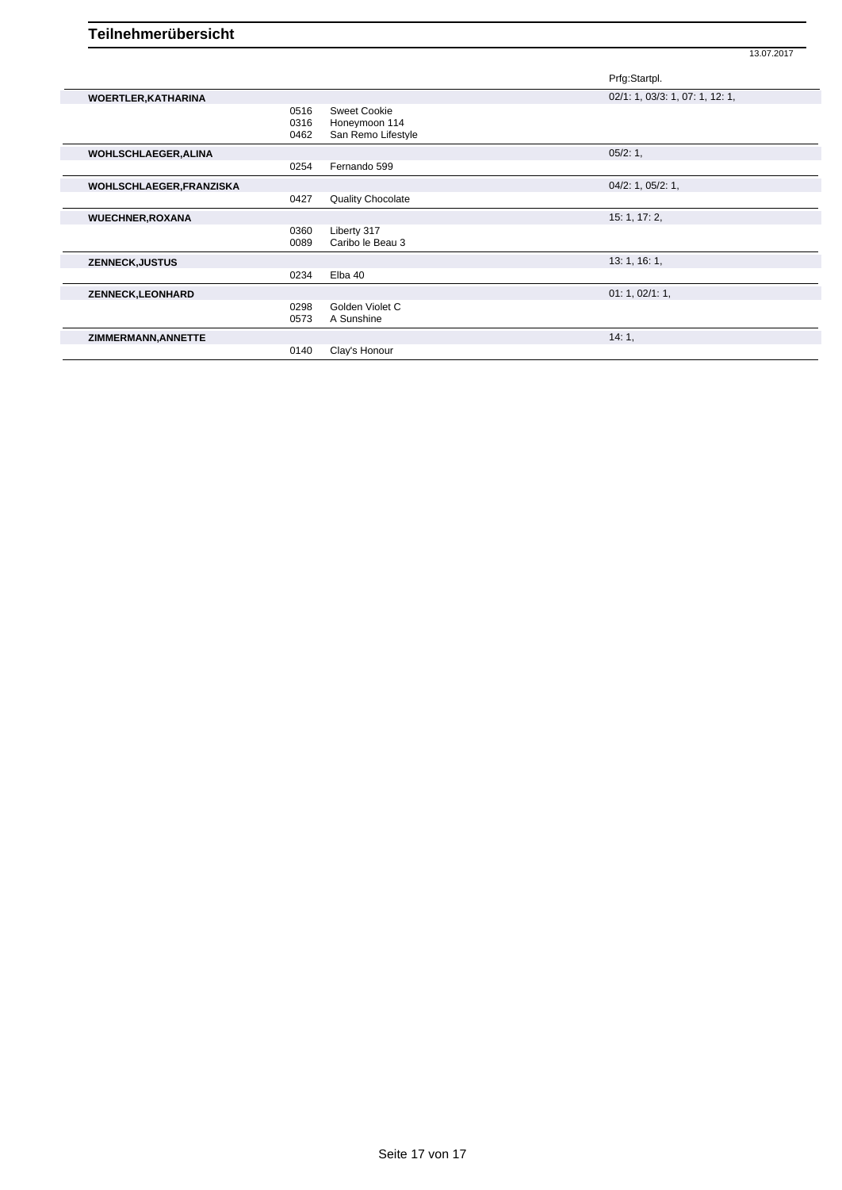# Teilnehmerübersicht

13.07.2017

| | | | Prfg:Startpl. |
|---|---|---|---|
| **WOERTLER,KATHARINA** | | | 02/1: 1, 03/3: 1, 07: 1, 12: 1, |
| | 0516 | Sweet Cookie | |
| | 0316 | Honeymoon 114 | |
| | 0462 | San Remo Lifestyle | |
| **WOHLSCHLAEGER,ALINA** | | | 05/2: 1, |
| | 0254 | Fernando 599 | |
| **WOHLSCHLAEGER,FRANZISKA** | | | 04/2: 1, 05/2: 1, |
| | 0427 | Quality Chocolate | |
| **WUECHNER,ROXANA** | | | 15: 1, 17: 2, |
| | 0360 | Liberty 317 | |
| | 0089 | Caribo le Beau 3 | |
| **ZENNECK,JUSTUS** | | | 13: 1, 16: 1, |
| | 0234 | Elba 40 | |
| **ZENNECK,LEONHARD** | | | 01: 1, 02/1: 1, |
| | 0298 | Golden Violet C | |
| | 0573 | A Sunshine | |
| **ZIMMERMANN,ANNETTE** | | | 14: 1, |
| | 0140 | Clay's Honour | |